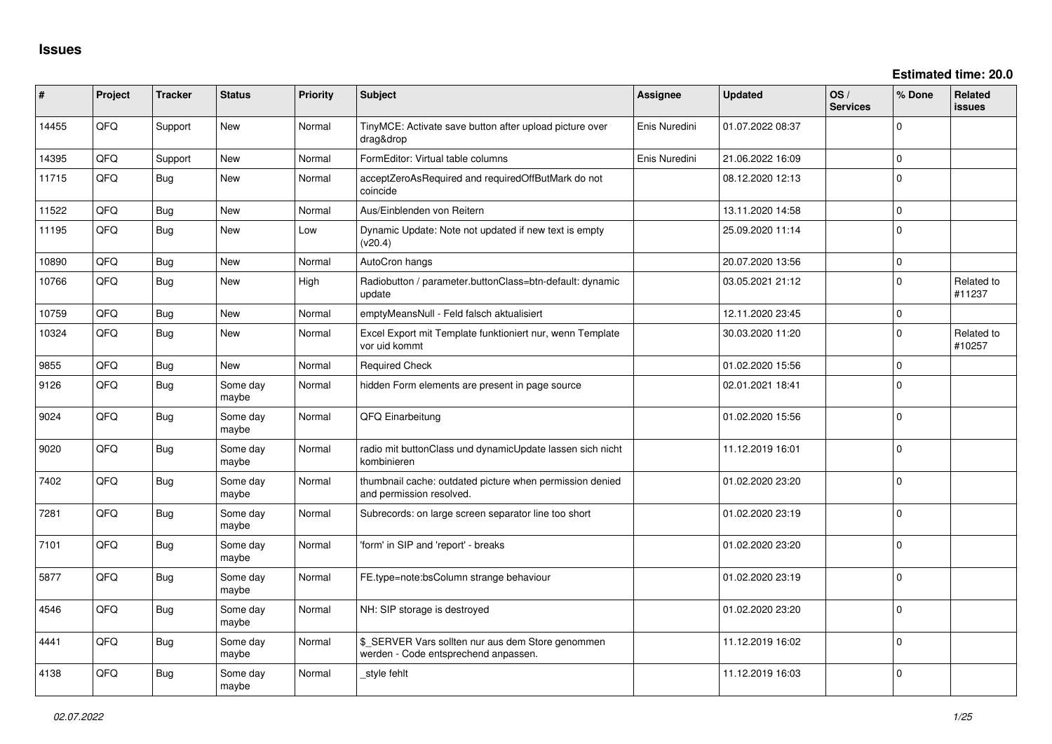# Issues

**Estimated time: 20.0**

| # | Project | Tracker | Status | Priority | Subject | Assignee | Updated | OS / Services | % Done | Related issues |
|---|---|---|---|---|---|---|---|---|---|---|
| 14455 | QFQ | Support | New | Normal | TinyMCE: Activate save button after upload picture over drag&drop | Enis Nuredini | 01.07.2022 08:37 | | 0 | |
| 14395 | QFQ | Support | New | Normal | FormEditor: Virtual table columns | Enis Nuredini | 21.06.2022 16:09 | | 0 | |
| 11715 | QFQ | Bug | New | Normal | acceptZeroAsRequired and requiredOffButMark do not coincide | | 08.12.2020 12:13 | | 0 | |
| 11522 | QFQ | Bug | New | Normal | Aus/Einblenden von Reitern | | 13.11.2020 14:58 | | 0 | |
| 11195 | QFQ | Bug | New | Low | Dynamic Update: Note not updated if new text is empty (v20.4) | | 25.09.2020 11:14 | | 0 | |
| 10890 | QFQ | Bug | New | Normal | AutoCron hangs | | 20.07.2020 13:56 | | 0 | |
| 10766 | QFQ | Bug | New | High | Radiobutton / parameter.buttonClass=btn-default: dynamic update | | 03.05.2021 21:12 | | 0 | Related to #11237 |
| 10759 | QFQ | Bug | New | Normal | emptyMeansNull - Feld falsch aktualisiert | | 12.11.2020 23:45 | | 0 | |
| 10324 | QFQ | Bug | New | Normal | Excel Export mit Template funktioniert nur, wenn Template vor uid kommt | | 30.03.2020 11:20 | | 0 | Related to #10257 |
| 9855 | QFQ | Bug | New | Normal | Required Check | | 01.02.2020 15:56 | | 0 | |
| 9126 | QFQ | Bug | Some day maybe | Normal | hidden Form elements are present in page source | | 02.01.2021 18:41 | | 0 | |
| 9024 | QFQ | Bug | Some day maybe | Normal | QFQ Einarbeitung | | 01.02.2020 15:56 | | 0 | |
| 9020 | QFQ | Bug | Some day maybe | Normal | radio mit buttonClass und dynamicUpdate lassen sich nicht kombinieren | | 11.12.2019 16:01 | | 0 | |
| 7402 | QFQ | Bug | Some day maybe | Normal | thumbnail cache: outdated picture when permission denied and permission resolved. | | 01.02.2020 23:20 | | 0 | |
| 7281 | QFQ | Bug | Some day maybe | Normal | Subrecords: on large screen separator line too short | | 01.02.2020 23:19 | | 0 | |
| 7101 | QFQ | Bug | Some day maybe | Normal | 'form' in SIP and 'report' - breaks | | 01.02.2020 23:20 | | 0 | |
| 5877 | QFQ | Bug | Some day maybe | Normal | FE.type=note:bsColumn strange behaviour | | 01.02.2020 23:19 | | 0 | |
| 4546 | QFQ | Bug | Some day maybe | Normal | NH: SIP storage is destroyed | | 01.02.2020 23:20 | | 0 | |
| 4441 | QFQ | Bug | Some day maybe | Normal | $_SERVER Vars sollten nur aus dem Store genommen werden - Code entsprechend anpassen. | | 11.12.2019 16:02 | | 0 | |
| 4138 | QFQ | Bug | Some day maybe | Normal | _style fehlt | | 11.12.2019 16:03 | | 0 | |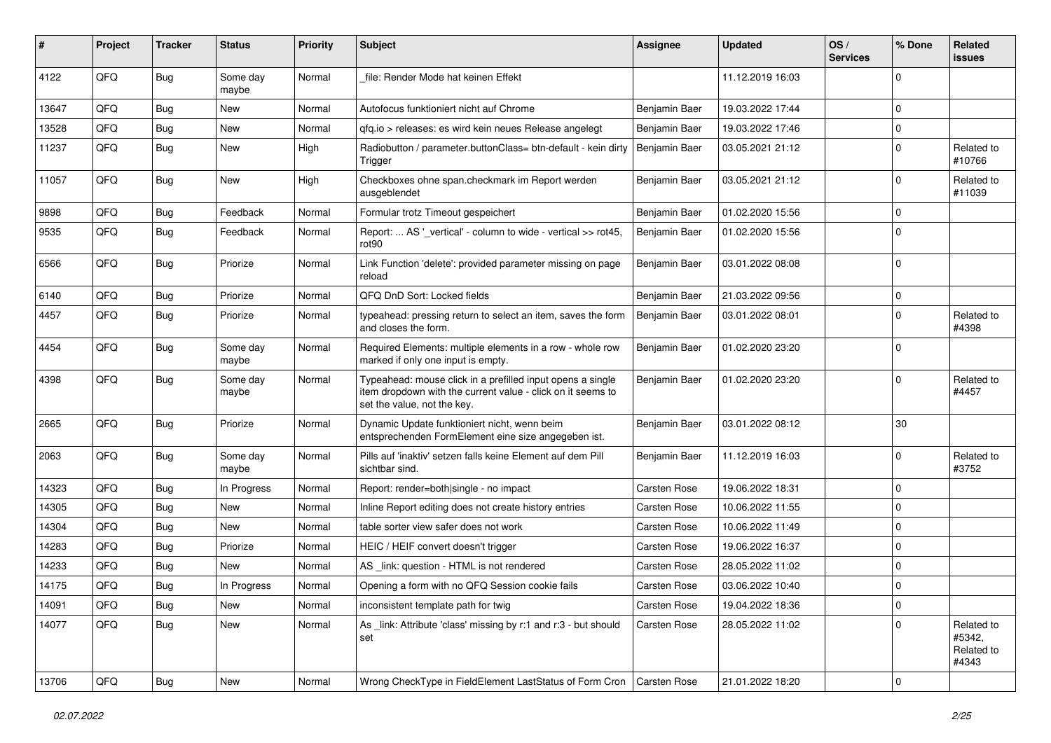| # | Project | Tracker | Status | Priority | Subject | Assignee | Updated | OS / Services | % Done | Related issues |
|---|---|---|---|---|---|---|---|---|---|---|
| 4122 | QFQ | Bug | Some day maybe | Normal | _file: Render Mode hat keinen Effekt | | 11.12.2019 16:03 | | 0 | |
| 13647 | QFQ | Bug | New | Normal | Autofocus funktioniert nicht auf Chrome | Benjamin Baer | 19.03.2022 17:44 | | 0 | |
| 13528 | QFQ | Bug | New | Normal | qfq.io > releases: es wird kein neues Release angelegt | Benjamin Baer | 19.03.2022 17:46 | | 0 | |
| 11237 | QFQ | Bug | New | High | Radiobutton / parameter.buttonClass= btn-default - kein dirty Trigger | Benjamin Baer | 03.05.2021 21:12 | | 0 | Related to #10766 |
| 11057 | QFQ | Bug | New | High | Checkboxes ohne span.checkmark im Report werden ausgeblendet | Benjamin Baer | 03.05.2021 21:12 | | 0 | Related to #11039 |
| 9898 | QFQ | Bug | Feedback | Normal | Formular trotz Timeout gespeichert | Benjamin Baer | 01.02.2020 15:56 | | 0 | |
| 9535 | QFQ | Bug | Feedback | Normal | Report: ... AS '_vertical' - column to wide - vertical >> rot45, rot90 | Benjamin Baer | 01.02.2020 15:56 | | 0 | |
| 6566 | QFQ | Bug | Priorize | Normal | Link Function 'delete': provided parameter missing on page reload | Benjamin Baer | 03.01.2022 08:08 | | 0 | |
| 6140 | QFQ | Bug | Priorize | Normal | QFQ DnD Sort: Locked fields | Benjamin Baer | 21.03.2022 09:56 | | 0 | |
| 4457 | QFQ | Bug | Priorize | Normal | typeahead: pressing return to select an item, saves the form and closes the form. | Benjamin Baer | 03.01.2022 08:01 | | 0 | Related to #4398 |
| 4454 | QFQ | Bug | Some day maybe | Normal | Required Elements: multiple elements in a row - whole row marked if only one input is empty. | Benjamin Baer | 01.02.2020 23:20 | | 0 | |
| 4398 | QFQ | Bug | Some day maybe | Normal | Typeahead: mouse click in a prefilled input opens a single item dropdown with the current value - click on it seems to set the value, not the key. | Benjamin Baer | 01.02.2020 23:20 | | 0 | Related to #4457 |
| 2665 | QFQ | Bug | Priorize | Normal | Dynamic Update funktioniert nicht, wenn beim entsprechenden FormElement eine size angegeben ist. | Benjamin Baer | 03.01.2022 08:12 | | 30 | |
| 2063 | QFQ | Bug | Some day maybe | Normal | Pills auf 'inaktiv' setzen falls keine Element auf dem Pill sichtbar sind. | Benjamin Baer | 11.12.2019 16:03 | | 0 | Related to #3752 |
| 14323 | QFQ | Bug | In Progress | Normal | Report: render=both\|single - no impact | Carsten Rose | 19.06.2022 18:31 | | 0 | |
| 14305 | QFQ | Bug | New | Normal | Inline Report editing does not create history entries | Carsten Rose | 10.06.2022 11:55 | | 0 | |
| 14304 | QFQ | Bug | New | Normal | table sorter view safer does not work | Carsten Rose | 10.06.2022 11:49 | | 0 | |
| 14283 | QFQ | Bug | Priorize | Normal | HEIC / HEIF convert doesn't trigger | Carsten Rose | 19.06.2022 16:37 | | 0 | |
| 14233 | QFQ | Bug | New | Normal | AS _link: question - HTML is not rendered | Carsten Rose | 28.05.2022 11:02 | | 0 | |
| 14175 | QFQ | Bug | In Progress | Normal | Opening a form with no QFQ Session cookie fails | Carsten Rose | 03.06.2022 10:40 | | 0 | |
| 14091 | QFQ | Bug | New | Normal | inconsistent template path for twig | Carsten Rose | 19.04.2022 18:36 | | 0 | |
| 14077 | QFQ | Bug | New | Normal | As _link: Attribute 'class' missing by r:1 and r:3 - but should set | Carsten Rose | 28.05.2022 11:02 | | 0 | Related to #5342, Related to #4343 |
| 13706 | QFQ | Bug | New | Normal | Wrong CheckType in FieldElement LastStatus of Form Cron | Carsten Rose | 21.01.2022 18:20 | | 0 | |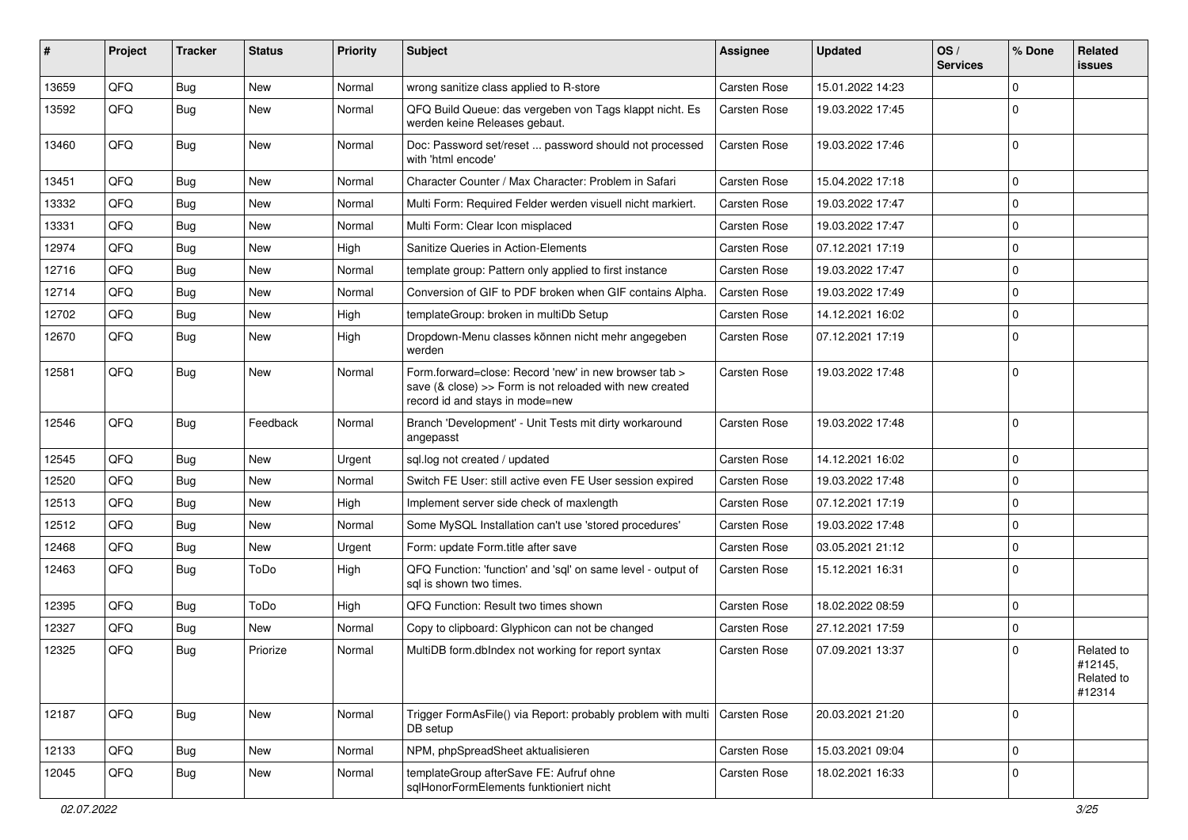| # | Project | Tracker | Status | Priority | Subject | Assignee | Updated | OS / Services | % Done | Related issues |
|---|---|---|---|---|---|---|---|---|---|---|
| 13659 | QFQ | Bug | New | Normal | wrong sanitize class applied to R-store | Carsten Rose | 15.01.2022 14:23 | | 0 | |
| 13592 | QFQ | Bug | New | Normal | QFQ Build Queue: das vergeben von Tags klappt nicht. Es werden keine Releases gebaut. | Carsten Rose | 19.03.2022 17:45 | | 0 | |
| 13460 | QFQ | Bug | New | Normal | Doc: Password set/reset ... password should not processed with 'html encode' | Carsten Rose | 19.03.2022 17:46 | | 0 | |
| 13451 | QFQ | Bug | New | Normal | Character Counter / Max Character: Problem in Safari | Carsten Rose | 15.04.2022 17:18 | | 0 | |
| 13332 | QFQ | Bug | New | Normal | Multi Form: Required Felder werden visuell nicht markiert. | Carsten Rose | 19.03.2022 17:47 | | 0 | |
| 13331 | QFQ | Bug | New | Normal | Multi Form: Clear Icon misplaced | Carsten Rose | 19.03.2022 17:47 | | 0 | |
| 12974 | QFQ | Bug | New | High | Sanitize Queries in Action-Elements | Carsten Rose | 07.12.2021 17:19 | | 0 | |
| 12716 | QFQ | Bug | New | Normal | template group: Pattern only applied to first instance | Carsten Rose | 19.03.2022 17:47 | | 0 | |
| 12714 | QFQ | Bug | New | Normal | Conversion of GIF to PDF broken when GIF contains Alpha. | Carsten Rose | 19.03.2022 17:49 | | 0 | |
| 12702 | QFQ | Bug | New | High | templateGroup: broken in multiDb Setup | Carsten Rose | 14.12.2021 16:02 | | 0 | |
| 12670 | QFQ | Bug | New | High | Dropdown-Menu classes können nicht mehr angegeben werden | Carsten Rose | 07.12.2021 17:19 | | 0 | |
| 12581 | QFQ | Bug | New | Normal | Form.forward=close: Record 'new' in new browser tab > save (& close) >> Form is not reloaded with new created record id and stays in mode=new | Carsten Rose | 19.03.2022 17:48 | | 0 | |
| 12546 | QFQ | Bug | Feedback | Normal | Branch 'Development' - Unit Tests mit dirty workaround angepasst | Carsten Rose | 19.03.2022 17:48 | | 0 | |
| 12545 | QFQ | Bug | New | Urgent | sql.log not created / updated | Carsten Rose | 14.12.2021 16:02 | | 0 | |
| 12520 | QFQ | Bug | New | Normal | Switch FE User: still active even FE User session expired | Carsten Rose | 19.03.2022 17:48 | | 0 | |
| 12513 | QFQ | Bug | New | High | Implement server side check of maxlength | Carsten Rose | 07.12.2021 17:19 | | 0 | |
| 12512 | QFQ | Bug | New | Normal | Some MySQL Installation can't use 'stored procedures' | Carsten Rose | 19.03.2022 17:48 | | 0 | |
| 12468 | QFQ | Bug | New | Urgent | Form: update Form.title after save | Carsten Rose | 03.05.2021 21:12 | | 0 | |
| 12463 | QFQ | Bug | ToDo | High | QFQ Function: 'function' and 'sql' on same level - output of sql is shown two times. | Carsten Rose | 15.12.2021 16:31 | | 0 | |
| 12395 | QFQ | Bug | ToDo | High | QFQ Function: Result two times shown | Carsten Rose | 18.02.2022 08:59 | | 0 | |
| 12327 | QFQ | Bug | New | Normal | Copy to clipboard: Glyphicon can not be changed | Carsten Rose | 27.12.2021 17:59 | | 0 | |
| 12325 | QFQ | Bug | Priorize | Normal | MultiDB form.dbIndex not working for report syntax | Carsten Rose | 07.09.2021 13:37 | | 0 | Related to #12145, Related to #12314 |
| 12187 | QFQ | Bug | New | Normal | Trigger FormAsFile() via Report: probably problem with multi DB setup | Carsten Rose | 20.03.2021 21:20 | | 0 | |
| 12133 | QFQ | Bug | New | Normal | NPM, phpSpreadSheet aktualisieren | Carsten Rose | 15.03.2021 09:04 | | 0 | |
| 12045 | QFQ | Bug | New | Normal | templateGroup afterSave FE: Aufruf ohne sqlHonorFormElements funktioniert nicht | Carsten Rose | 18.02.2021 16:33 | | 0 | |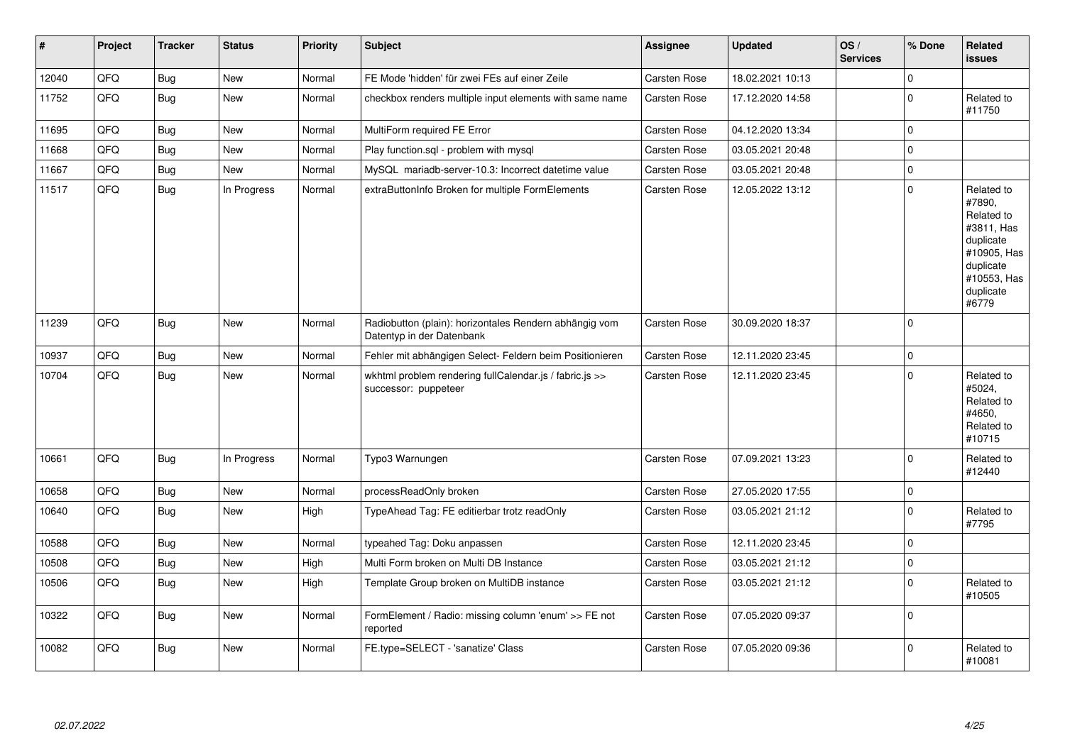| # | Project | Tracker | Status | Priority | Subject | Assignee | Updated | OS / Services | % Done | Related issues |
|---|---|---|---|---|---|---|---|---|---|---|
| 12040 | QFQ | Bug | New | Normal | FE Mode 'hidden' für zwei FEs auf einer Zeile | Carsten Rose | 18.02.2021 10:13 | | 0 | |
| 11752 | QFQ | Bug | New | Normal | checkbox renders multiple input elements with same name | Carsten Rose | 17.12.2020 14:58 | | 0 | Related to #11750 |
| 11695 | QFQ | Bug | New | Normal | MultiForm required FE Error | Carsten Rose | 04.12.2020 13:34 | | 0 | |
| 11668 | QFQ | Bug | New | Normal | Play function.sql - problem with mysql | Carsten Rose | 03.05.2021 20:48 | | 0 | |
| 11667 | QFQ | Bug | New | Normal | MySQL mariadb-server-10.3: Incorrect datetime value | Carsten Rose | 03.05.2021 20:48 | | 0 | |
| 11517 | QFQ | Bug | In Progress | Normal | extraButtonInfo Broken for multiple FormElements | Carsten Rose | 12.05.2022 13:12 | | 0 | Related to #7890, Related to #3811, Has duplicate #10905, Has duplicate #10553, Has duplicate #6779 |
| 11239 | QFQ | Bug | New | Normal | Radiobutton (plain): horizontales Rendern abhängig vom Datentyp in der Datenbank | Carsten Rose | 30.09.2020 18:37 | | 0 | |
| 10937 | QFQ | Bug | New | Normal | Fehler mit abhängigen Select- Feldern beim Positionieren | Carsten Rose | 12.11.2020 23:45 | | 0 | |
| 10704 | QFQ | Bug | New | Normal | wkhtml problem rendering fullCalendar.js / fabric.js >> successor: puppeteer | Carsten Rose | 12.11.2020 23:45 | | 0 | Related to #5024, Related to #4650, Related to #10715 |
| 10661 | QFQ | Bug | In Progress | Normal | Typo3 Warnungen | Carsten Rose | 07.09.2021 13:23 | | 0 | Related to #12440 |
| 10658 | QFQ | Bug | New | Normal | processReadOnly broken | Carsten Rose | 27.05.2020 17:55 | | 0 | |
| 10640 | QFQ | Bug | New | High | TypeAhead Tag: FE editierbar trotz readOnly | Carsten Rose | 03.05.2021 21:12 | | 0 | Related to #7795 |
| 10588 | QFQ | Bug | New | Normal | typeahed Tag: Doku anpassen | Carsten Rose | 12.11.2020 23:45 | | 0 | |
| 10508 | QFQ | Bug | New | High | Multi Form broken on Multi DB Instance | Carsten Rose | 03.05.2021 21:12 | | 0 | |
| 10506 | QFQ | Bug | New | High | Template Group broken on MultiDB instance | Carsten Rose | 03.05.2021 21:12 | | 0 | Related to #10505 |
| 10322 | QFQ | Bug | New | Normal | FormElement / Radio: missing column 'enum' >> FE not reported | Carsten Rose | 07.05.2020 09:37 | | 0 | |
| 10082 | QFQ | Bug | New | Normal | FE.type=SELECT - 'sanatize' Class | Carsten Rose | 07.05.2020 09:36 | | 0 | Related to #10081 |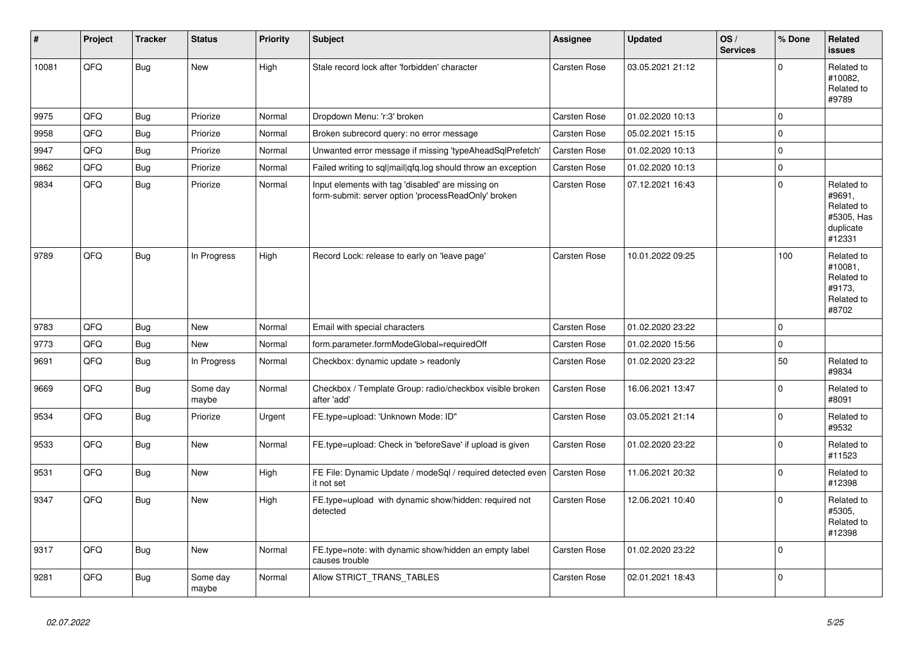| # | Project | Tracker | Status | Priority | Subject | Assignee | Updated | OS / Services | % Done | Related issues |
|---|---|---|---|---|---|---|---|---|---|---|
| 10081 | QFQ | Bug | New | High | Stale record lock after 'forbidden' character | Carsten Rose | 03.05.2021 21:12 | | 0 | Related to #10082, Related to #9789 |
| 9975 | QFQ | Bug | Priorize | Normal | Dropdown Menu: 'r:3' broken | Carsten Rose | 01.02.2020 10:13 | | 0 | |
| 9958 | QFQ | Bug | Priorize | Normal | Broken subrecord query: no error message | Carsten Rose | 05.02.2021 15:15 | | 0 | |
| 9947 | QFQ | Bug | Priorize | Normal | Unwanted error message if missing 'typeAheadSqlPrefetch' | Carsten Rose | 01.02.2020 10:13 | | 0 | |
| 9862 | QFQ | Bug | Priorize | Normal | Failed writing to sql\|mail\|qfq.log should throw an exception | Carsten Rose | 01.02.2020 10:13 | | 0 | |
| 9834 | QFQ | Bug | Priorize | Normal | Input elements with tag 'disabled' are missing on form-submit: server option 'processReadOnly' broken | Carsten Rose | 07.12.2021 16:43 | | 0 | Related to #9691, Related to #5305, Has duplicate #12331 |
| 9789 | QFQ | Bug | In Progress | High | Record Lock: release to early on 'leave page' | Carsten Rose | 10.01.2022 09:25 | | 100 | Related to #10081, Related to #9173, Related to #8702 |
| 9783 | QFQ | Bug | New | Normal | Email with special characters | Carsten Rose | 01.02.2020 23:22 | | 0 | |
| 9773 | QFQ | Bug | New | Normal | form.parameter.formModeGlobal=requiredOff | Carsten Rose | 01.02.2020 15:56 | | 0 | |
| 9691 | QFQ | Bug | In Progress | Normal | Checkbox: dynamic update > readonly | Carsten Rose | 01.02.2020 23:22 | | 50 | Related to #9834 |
| 9669 | QFQ | Bug | Some day maybe | Normal | Checkbox / Template Group: radio/checkbox visible broken after 'add' | Carsten Rose | 16.06.2021 13:47 | | 0 | Related to #8091 |
| 9534 | QFQ | Bug | Priorize | Urgent | FE.type=upload: 'Unknown Mode: ID" | Carsten Rose | 03.05.2021 21:14 | | 0 | Related to #9532 |
| 9533 | QFQ | Bug | New | Normal | FE.type=upload: Check in 'beforeSave' if upload is given | Carsten Rose | 01.02.2020 23:22 | | 0 | Related to #11523 |
| 9531 | QFQ | Bug | New | High | FE File: Dynamic Update / modeSql / required detected even it not set | Carsten Rose | 11.06.2021 20:32 | | 0 | Related to #12398 |
| 9347 | QFQ | Bug | New | High | FE.type=upload with dynamic show/hidden: required not detected | Carsten Rose | 12.06.2021 10:40 | | 0 | Related to #5305, Related to #12398 |
| 9317 | QFQ | Bug | New | Normal | FE.type=note: with dynamic show/hidden an empty label causes trouble | Carsten Rose | 01.02.2020 23:22 | | 0 | |
| 9281 | QFQ | Bug | Some day maybe | Normal | Allow STRICT_TRANS_TABLES | Carsten Rose | 02.01.2021 18:43 | | 0 | |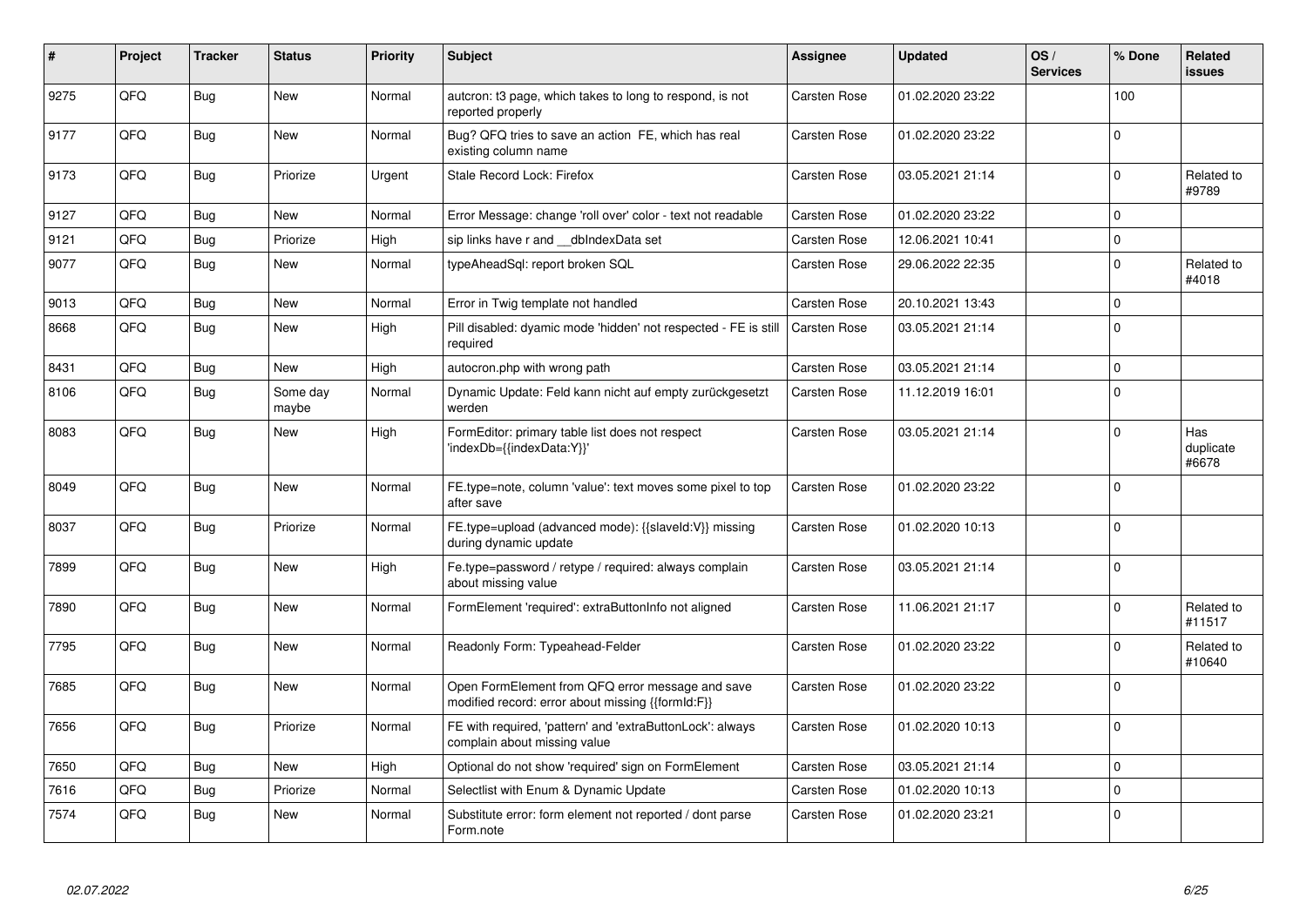| # | Project | Tracker | Status | Priority | Subject | Assignee | Updated | OS / Services | % Done | Related issues |
|---|---|---|---|---|---|---|---|---|---|---|
| 9275 | QFQ | Bug | New | Normal | autcron: t3 page, which takes to long to respond, is not reported properly | Carsten Rose | 01.02.2020 23:22 | | 100 | |
| 9177 | QFQ | Bug | New | Normal | Bug? QFQ tries to save an action FE, which has real existing column name | Carsten Rose | 01.02.2020 23:22 | | 0 | |
| 9173 | QFQ | Bug | Priorize | Urgent | Stale Record Lock: Firefox | Carsten Rose | 03.05.2021 21:14 | | 0 | Related to #9789 |
| 9127 | QFQ | Bug | New | Normal | Error Message: change 'roll over' color - text not readable | Carsten Rose | 01.02.2020 23:22 | | 0 | |
| 9121 | QFQ | Bug | Priorize | High | sip links have r and __dbIndexData set | Carsten Rose | 12.06.2021 10:41 | | 0 | |
| 9077 | QFQ | Bug | New | Normal | typeAheadSql: report broken SQL | Carsten Rose | 29.06.2022 22:35 | | 0 | Related to #4018 |
| 9013 | QFQ | Bug | New | Normal | Error in Twig template not handled | Carsten Rose | 20.10.2021 13:43 | | 0 | |
| 8668 | QFQ | Bug | New | High | Pill disabled: dyamic mode 'hidden' not respected - FE is still required | Carsten Rose | 03.05.2021 21:14 | | 0 | |
| 8431 | QFQ | Bug | New | High | autocron.php with wrong path | Carsten Rose | 03.05.2021 21:14 | | 0 | |
| 8106 | QFQ | Bug | Some day maybe | Normal | Dynamic Update: Feld kann nicht auf empty zurückgesetzt werden | Carsten Rose | 11.12.2019 16:01 | | 0 | |
| 8083 | QFQ | Bug | New | High | FormEditor: primary table list does not respect 'indexDb={{indexData:Y}}' | Carsten Rose | 03.05.2021 21:14 | | 0 | Has duplicate #6678 |
| 8049 | QFQ | Bug | New | Normal | FE.type=note, column 'value': text moves some pixel to top after save | Carsten Rose | 01.02.2020 23:22 | | 0 | |
| 8037 | QFQ | Bug | Priorize | Normal | FE.type=upload (advanced mode): {{slaveId:V}} missing during dynamic update | Carsten Rose | 01.02.2020 10:13 | | 0 | |
| 7899 | QFQ | Bug | New | High | Fe.type=password / retype / required: always complain about missing value | Carsten Rose | 03.05.2021 21:14 | | 0 | |
| 7890 | QFQ | Bug | New | Normal | FormElement 'required': extraButtonInfo not aligned | Carsten Rose | 11.06.2021 21:17 | | 0 | Related to #11517 |
| 7795 | QFQ | Bug | New | Normal | Readonly Form: Typeahead-Felder | Carsten Rose | 01.02.2020 23:22 | | 0 | Related to #10640 |
| 7685 | QFQ | Bug | New | Normal | Open FormElement from QFQ error message and save modified record: error about missing {{formId:F}} | Carsten Rose | 01.02.2020 23:22 | | 0 | |
| 7656 | QFQ | Bug | Priorize | Normal | FE with required, 'pattern' and 'extraButtonLock': always complain about missing value | Carsten Rose | 01.02.2020 10:13 | | 0 | |
| 7650 | QFQ | Bug | New | High | Optional do not show 'required' sign on FormElement | Carsten Rose | 03.05.2021 21:14 | | 0 | |
| 7616 | QFQ | Bug | Priorize | Normal | Selectlist with Enum & Dynamic Update | Carsten Rose | 01.02.2020 10:13 | | 0 | |
| 7574 | QFQ | Bug | New | Normal | Substitute error: form element not reported / dont parse Form.note | Carsten Rose | 01.02.2020 23:21 | | 0 | |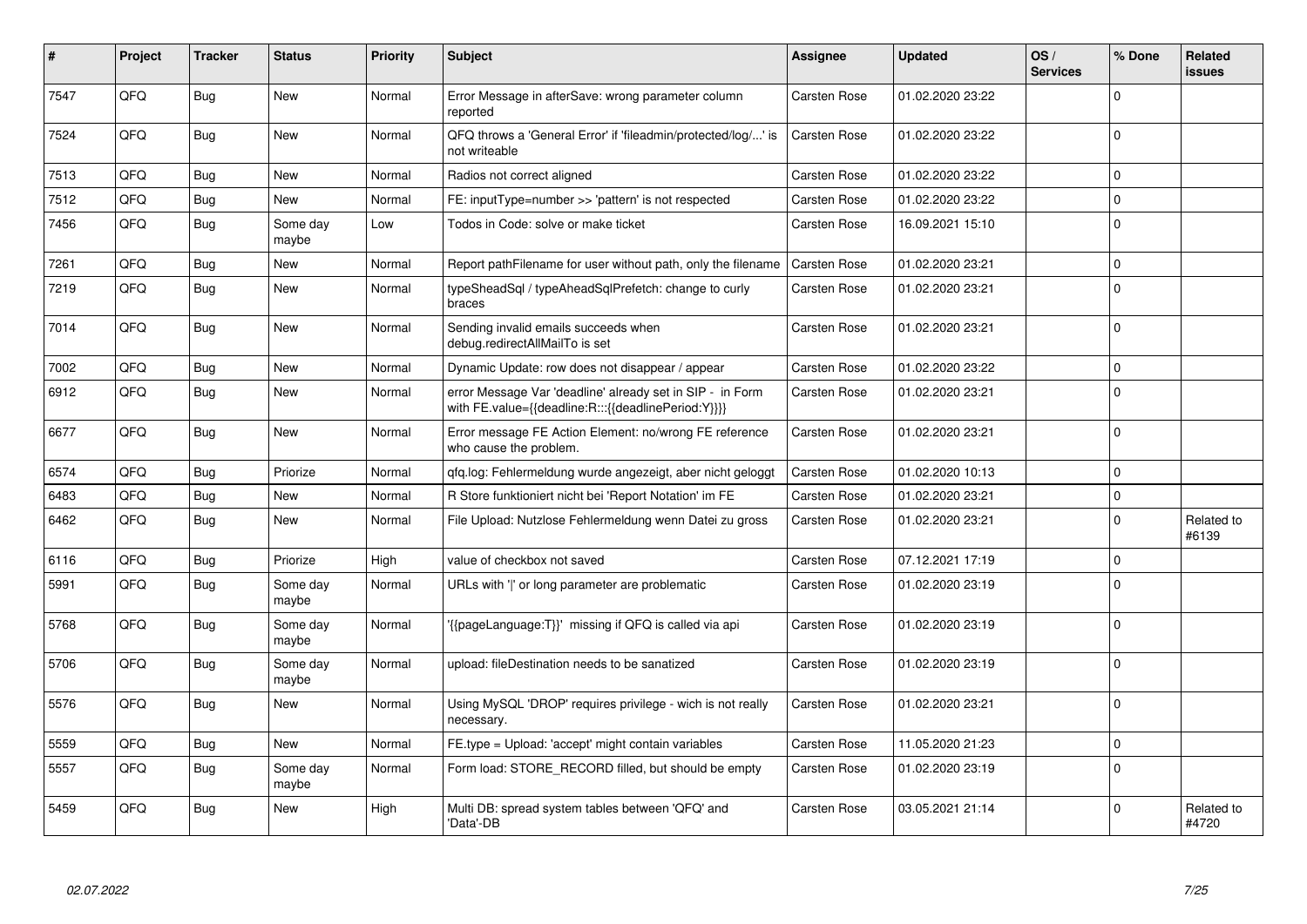| # | Project | Tracker | Status | Priority | Subject | Assignee | Updated | OS / Services | % Done | Related issues |
|---|---|---|---|---|---|---|---|---|---|---|
| 7547 | QFQ | Bug | New | Normal | Error Message in afterSave: wrong parameter column reported | Carsten Rose | 01.02.2020 23:22 | | 0 | |
| 7524 | QFQ | Bug | New | Normal | QFQ throws a 'General Error' if 'fileadmin/protected/log/...' is not writeable | Carsten Rose | 01.02.2020 23:22 | | 0 | |
| 7513 | QFQ | Bug | New | Normal | Radios not correct aligned | Carsten Rose | 01.02.2020 23:22 | | 0 | |
| 7512 | QFQ | Bug | New | Normal | FE: inputType=number >> 'pattern' is not respected | Carsten Rose | 01.02.2020 23:22 | | 0 | |
| 7456 | QFQ | Bug | Some day maybe | Low | Todos in Code: solve or make ticket | Carsten Rose | 16.09.2021 15:10 | | 0 | |
| 7261 | QFQ | Bug | New | Normal | Report pathFilename for user without path, only the filename | Carsten Rose | 01.02.2020 23:21 | | 0 | |
| 7219 | QFQ | Bug | New | Normal | typeSheadSql / typeAheadSqlPrefetch: change to curly braces | Carsten Rose | 01.02.2020 23:21 | | 0 | |
| 7014 | QFQ | Bug | New | Normal | Sending invalid emails succeeds when debug.redirectAllMailTo is set | Carsten Rose | 01.02.2020 23:21 | | 0 | |
| 7002 | QFQ | Bug | New | Normal | Dynamic Update: row does not disappear / appear | Carsten Rose | 01.02.2020 23:22 | | 0 | |
| 6912 | QFQ | Bug | New | Normal | error Message Var 'deadline' already set in SIP - in Form with FE.value={{deadline:R:::{{deadlinePeriod:Y}}}} | Carsten Rose | 01.02.2020 23:21 | | 0 | |
| 6677 | QFQ | Bug | New | Normal | Error message FE Action Element: no/wrong FE reference who cause the problem. | Carsten Rose | 01.02.2020 23:21 | | 0 | |
| 6574 | QFQ | Bug | Priorize | Normal | qfq.log: Fehlermeldung wurde angezeigt, aber nicht geloggt | Carsten Rose | 01.02.2020 10:13 | | 0 | |
| 6483 | QFQ | Bug | New | Normal | R Store funktioniert nicht bei 'Report Notation' im FE | Carsten Rose | 01.02.2020 23:21 | | 0 | |
| 6462 | QFQ | Bug | New | Normal | File Upload: Nutzlose Fehlermeldung wenn Datei zu gross | Carsten Rose | 01.02.2020 23:21 | | 0 | Related to #6139 |
| 6116 | QFQ | Bug | Priorize | High | value of checkbox not saved | Carsten Rose | 07.12.2021 17:19 | | 0 | |
| 5991 | QFQ | Bug | Some day maybe | Normal | URLs with '\|' or long parameter are problematic | Carsten Rose | 01.02.2020 23:19 | | 0 | |
| 5768 | QFQ | Bug | Some day maybe | Normal | '{{pageLanguage:T}}' missing if QFQ is called via api | Carsten Rose | 01.02.2020 23:19 | | 0 | |
| 5706 | QFQ | Bug | Some day maybe | Normal | upload: fileDestination needs to be sanatized | Carsten Rose | 01.02.2020 23:19 | | 0 | |
| 5576 | QFQ | Bug | New | Normal | Using MySQL 'DROP' requires privilege - wich is not really necessary. | Carsten Rose | 01.02.2020 23:21 | | 0 | |
| 5559 | QFQ | Bug | New | Normal | FE.type = Upload: 'accept' might contain variables | Carsten Rose | 11.05.2020 21:23 | | 0 | |
| 5557 | QFQ | Bug | Some day maybe | Normal | Form load: STORE_RECORD filled, but should be empty | Carsten Rose | 01.02.2020 23:19 | | 0 | |
| 5459 | QFQ | Bug | New | High | Multi DB: spread system tables between 'QFQ' and 'Data'-DB | Carsten Rose | 03.05.2021 21:14 | | 0 | Related to #4720 |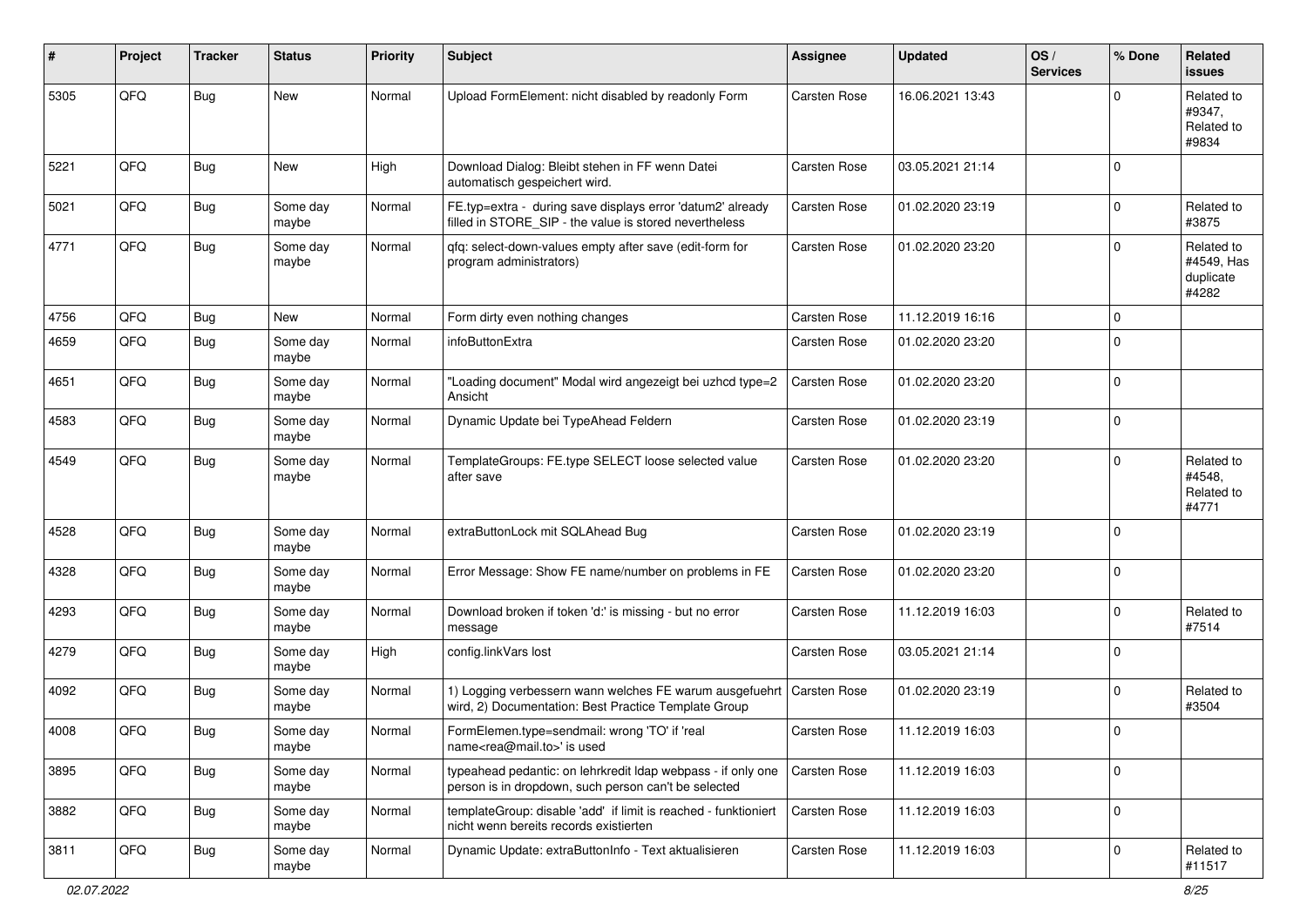| # | Project | Tracker | Status | Priority | Subject | Assignee | Updated | OS / Services | % Done | Related issues |
|---|---|---|---|---|---|---|---|---|---|---|
| 5305 | QFQ | Bug | New | Normal | Upload FormElement: nicht disabled by readonly Form | Carsten Rose | 16.06.2021 13:43 | | 0 | Related to #9347, Related to #9834 |
| 5221 | QFQ | Bug | New | High | Download Dialog: Bleibt stehen in FF wenn Datei automatisch gespeichert wird. | Carsten Rose | 03.05.2021 21:14 | | 0 | |
| 5021 | QFQ | Bug | Some day maybe | Normal | FE.typ=extra - during save displays error 'datum2' already filled in STORE_SIP - the value is stored nevertheless | Carsten Rose | 01.02.2020 23:19 | | 0 | Related to #3875 |
| 4771 | QFQ | Bug | Some day maybe | Normal | qfq: select-down-values empty after save (edit-form for program administrators) | Carsten Rose | 01.02.2020 23:20 | | 0 | Related to #4549, Has duplicate #4282 |
| 4756 | QFQ | Bug | New | Normal | Form dirty even nothing changes | Carsten Rose | 11.12.2019 16:16 | | 0 | |
| 4659 | QFQ | Bug | Some day maybe | Normal | infoButtonExtra | Carsten Rose | 01.02.2020 23:20 | | 0 | |
| 4651 | QFQ | Bug | Some day maybe | Normal | "Loading document" Modal wird angezeigt bei uzhcd type=2 Ansicht | Carsten Rose | 01.02.2020 23:20 | | 0 | |
| 4583 | QFQ | Bug | Some day maybe | Normal | Dynamic Update bei TypeAhead Feldern | Carsten Rose | 01.02.2020 23:19 | | 0 | |
| 4549 | QFQ | Bug | Some day maybe | Normal | TemplateGroups: FE.type SELECT loose selected value after save | Carsten Rose | 01.02.2020 23:20 | | 0 | Related to #4548, Related to #4771 |
| 4528 | QFQ | Bug | Some day maybe | Normal | extraButtonLock mit SQLAhead Bug | Carsten Rose | 01.02.2020 23:19 | | 0 | |
| 4328 | QFQ | Bug | Some day maybe | Normal | Error Message: Show FE name/number on problems in FE | Carsten Rose | 01.02.2020 23:20 | | 0 | |
| 4293 | QFQ | Bug | Some day maybe | Normal | Download broken if token 'd:' is missing - but no error message | Carsten Rose | 11.12.2019 16:03 | | 0 | Related to #7514 |
| 4279 | QFQ | Bug | Some day maybe | High | config.linkVars lost | Carsten Rose | 03.05.2021 21:14 | | 0 | |
| 4092 | QFQ | Bug | Some day maybe | Normal | 1) Logging verbessern wann welches FE warum ausgefuehrt wird, 2) Documentation: Best Practice Template Group | Carsten Rose | 01.02.2020 23:19 | | 0 | Related to #3504 |
| 4008 | QFQ | Bug | Some day maybe | Normal | FormElemen.type=sendmail: wrong 'TO' if 'real name<rea@mail.to>' is used | Carsten Rose | 11.12.2019 16:03 | | 0 | |
| 3895 | QFQ | Bug | Some day maybe | Normal | typeahead pedantic: on lehrkredit ldap webpass - if only one person is in dropdown, such person can't be selected | Carsten Rose | 11.12.2019 16:03 | | 0 | |
| 3882 | QFQ | Bug | Some day maybe | Normal | templateGroup: disable 'add' if limit is reached - funktioniert nicht wenn bereits records existierten | Carsten Rose | 11.12.2019 16:03 | | 0 | |
| 3811 | QFQ | Bug | Some day maybe | Normal | Dynamic Update: extraButtonInfo - Text aktualisieren | Carsten Rose | 11.12.2019 16:03 | | 0 | Related to #11517 |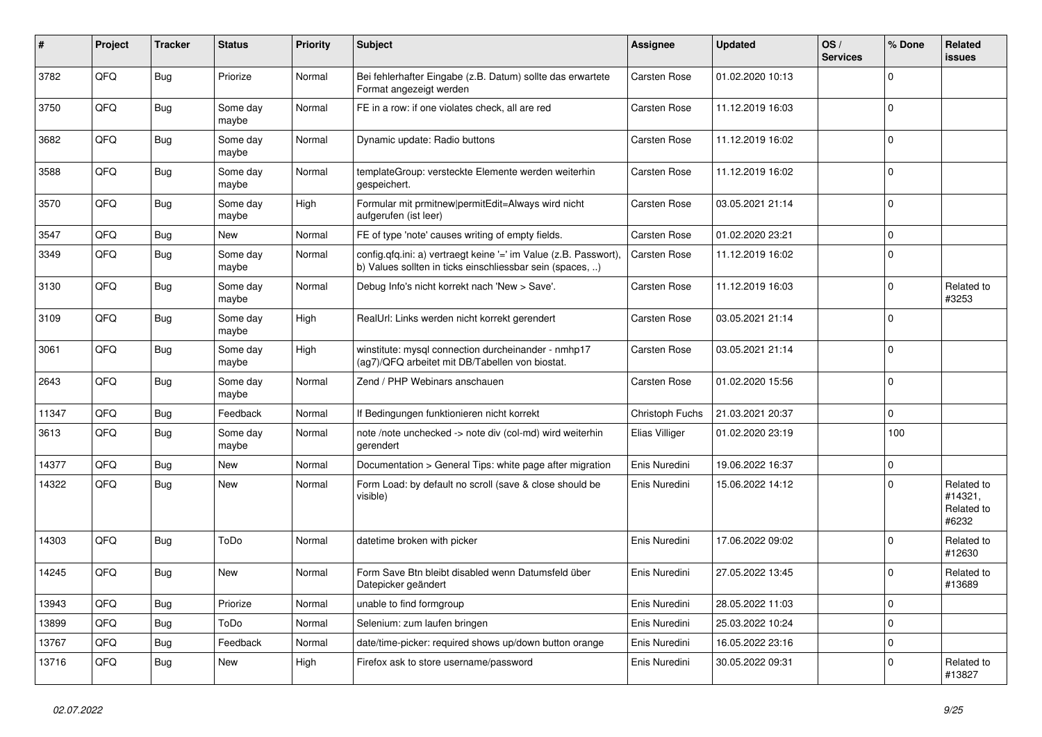| # | Project | Tracker | Status | Priority | Subject | Assignee | Updated | OS / Services | % Done | Related issues |
|---|---|---|---|---|---|---|---|---|---|---|
| 3782 | QFQ | Bug | Priorize | Normal | Bei fehlerhafter Eingabe (z.B. Datum) sollte das erwartete Format angezeigt werden | Carsten Rose | 01.02.2020 10:13 | | 0 | |
| 3750 | QFQ | Bug | Some day maybe | Normal | FE in a row: if one violates check, all are red | Carsten Rose | 11.12.2019 16:03 | | 0 | |
| 3682 | QFQ | Bug | Some day maybe | Normal | Dynamic update: Radio buttons | Carsten Rose | 11.12.2019 16:02 | | 0 | |
| 3588 | QFQ | Bug | Some day maybe | Normal | templateGroup: versteckte Elemente werden weiterhin gespeichert. | Carsten Rose | 11.12.2019 16:02 | | 0 | |
| 3570 | QFQ | Bug | Some day maybe | High | Formular mit prmitnew\|permitEdit=Always wird nicht aufgerufen (ist leer) | Carsten Rose | 03.05.2021 21:14 | | 0 | |
| 3547 | QFQ | Bug | New | Normal | FE of type 'note' causes writing of empty fields. | Carsten Rose | 01.02.2020 23:21 | | 0 | |
| 3349 | QFQ | Bug | Some day maybe | Normal | config.qfq.ini: a) vertraegt keine '=' im Value (z.B. Passwort), b) Values sollten in ticks einschliessbar sein (spaces, ..) | Carsten Rose | 11.12.2019 16:02 | | 0 | |
| 3130 | QFQ | Bug | Some day maybe | Normal | Debug Info's nicht korrekt nach 'New > Save'. | Carsten Rose | 11.12.2019 16:03 | | 0 | Related to #3253 |
| 3109 | QFQ | Bug | Some day maybe | High | RealUrl: Links werden nicht korrekt gerendert | Carsten Rose | 03.05.2021 21:14 | | 0 | |
| 3061 | QFQ | Bug | Some day maybe | High | winstitute: mysql connection durcheinander - nmhp17 (ag7)/QFQ arbeitet mit DB/Tabellen von biostat. | Carsten Rose | 03.05.2021 21:14 | | 0 | |
| 2643 | QFQ | Bug | Some day maybe | Normal | Zend / PHP Webinars anschauen | Carsten Rose | 01.02.2020 15:56 | | 0 | |
| 11347 | QFQ | Bug | Feedback | Normal | If Bedingungen funktionieren nicht korrekt | Christoph Fuchs | 21.03.2021 20:37 | | 0 | |
| 3613 | QFQ | Bug | Some day maybe | Normal | note /note unchecked -> note div (col-md) wird weiterhin gerendert | Elias Villiger | 01.02.2020 23:19 | | 100 | |
| 14377 | QFQ | Bug | New | Normal | Documentation > General Tips: white page after migration | Enis Nuredini | 19.06.2022 16:37 | | 0 | |
| 14322 | QFQ | Bug | New | Normal | Form Load: by default no scroll (save & close should be visible) | Enis Nuredini | 15.06.2022 14:12 | | 0 | Related to #14321, Related to #6232 |
| 14303 | QFQ | Bug | ToDo | Normal | datetime broken with picker | Enis Nuredini | 17.06.2022 09:02 | | 0 | Related to #12630 |
| 14245 | QFQ | Bug | New | Normal | Form Save Btn bleibt disabled wenn Datumsfeld über Datepicker geändert | Enis Nuredini | 27.05.2022 13:45 | | 0 | Related to #13689 |
| 13943 | QFQ | Bug | Priorize | Normal | unable to find formgroup | Enis Nuredini | 28.05.2022 11:03 | | 0 | |
| 13899 | QFQ | Bug | ToDo | Normal | Selenium: zum laufen bringen | Enis Nuredini | 25.03.2022 10:24 | | 0 | |
| 13767 | QFQ | Bug | Feedback | Normal | date/time-picker: required shows up/down button orange | Enis Nuredini | 16.05.2022 23:16 | | 0 | |
| 13716 | QFQ | Bug | New | High | Firefox ask to store username/password | Enis Nuredini | 30.05.2022 09:31 | | 0 | Related to #13827 |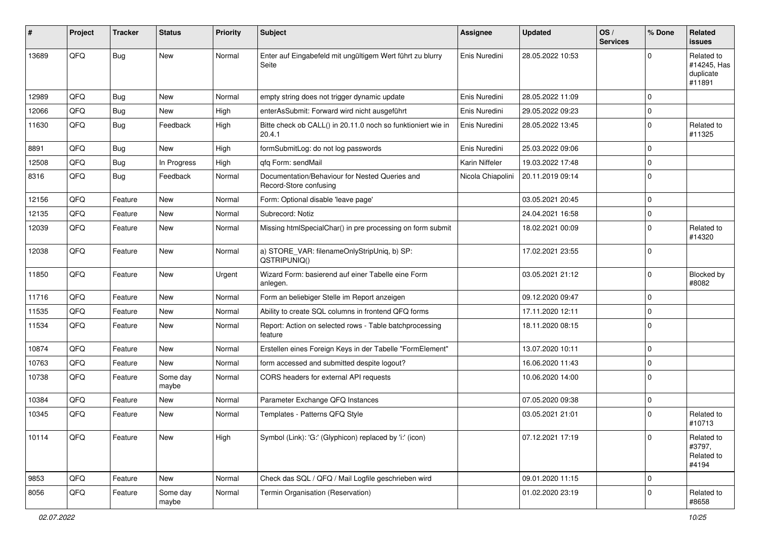| # | Project | Tracker | Status | Priority | Subject | Assignee | Updated | OS / Services | % Done | Related issues |
|---|---|---|---|---|---|---|---|---|---|---|
| 13689 | QFQ | Bug | New | Normal | Enter auf Eingabefeld mit ungültigem Wert führt zu blurry Seite | Enis Nuredini | 28.05.2022 10:53 | | 0 | Related to #14245, Has duplicate #11891 |
| 12989 | QFQ | Bug | New | Normal | empty string does not trigger dynamic update | Enis Nuredini | 28.05.2022 11:09 | | 0 | |
| 12066 | QFQ | Bug | New | High | enterAsSubmit: Forward wird nicht ausgeführt | Enis Nuredini | 29.05.2022 09:23 | | 0 | |
| 11630 | QFQ | Bug | Feedback | High | Bitte check ob CALL() in 20.11.0 noch so funktioniert wie in 20.4.1 | Enis Nuredini | 28.05.2022 13:45 | | 0 | Related to #11325 |
| 8891 | QFQ | Bug | New | High | formSubmitLog: do not log passwords | Enis Nuredini | 25.03.2022 09:06 | | 0 | |
| 12508 | QFQ | Bug | In Progress | High | qfq Form: sendMail | Karin Niffeler | 19.03.2022 17:48 | | 0 | |
| 8316 | QFQ | Bug | Feedback | Normal | Documentation/Behaviour for Nested Queries and Record-Store confusing | Nicola Chiapolini | 20.11.2019 09:14 | | 0 | |
| 12156 | QFQ | Feature | New | Normal | Form: Optional disable 'leave page' | | 03.05.2021 20:45 | | 0 | |
| 12135 | QFQ | Feature | New | Normal | Subrecord: Notiz | | 24.04.2021 16:58 | | 0 | |
| 12039 | QFQ | Feature | New | Normal | Missing htmlSpecialChar() in pre processing on form submit | | 18.02.2021 00:09 | | 0 | Related to #14320 |
| 12038 | QFQ | Feature | New | Normal | a) STORE_VAR: filenameOnlyStripUniq, b) SP: QSTRIPUNIQ() | | 17.02.2021 23:55 | | 0 | |
| 11850 | QFQ | Feature | New | Urgent | Wizard Form: basierend auf einer Tabelle eine Form anlegen. | | 03.05.2021 21:12 | | 0 | Blocked by #8082 |
| 11716 | QFQ | Feature | New | Normal | Form an beliebiger Stelle im Report anzeigen | | 09.12.2020 09:47 | | 0 | |
| 11535 | QFQ | Feature | New | Normal | Ability to create SQL columns in frontend QFQ forms | | 17.11.2020 12:11 | | 0 | |
| 11534 | QFQ | Feature | New | Normal | Report: Action on selected rows - Table batchprocessing feature | | 18.11.2020 08:15 | | 0 | |
| 10874 | QFQ | Feature | New | Normal | Erstellen eines Foreign Keys in der Tabelle "FormElement" | | 13.07.2020 10:11 | | 0 | |
| 10763 | QFQ | Feature | New | Normal | form accessed and submitted despite logout? | | 16.06.2020 11:43 | | 0 | |
| 10738 | QFQ | Feature | Some day maybe | Normal | CORS headers for external API requests | | 10.06.2020 14:00 | | 0 | |
| 10384 | QFQ | Feature | New | Normal | Parameter Exchange QFQ Instances | | 07.05.2020 09:38 | | 0 | |
| 10345 | QFQ | Feature | New | Normal | Templates - Patterns QFQ Style | | 03.05.2021 21:01 | | 0 | Related to #10713 |
| 10114 | QFQ | Feature | New | High | Symbol (Link): 'G:' (Glyphicon) replaced by 'i:' (icon) | | 07.12.2021 17:19 | | 0 | Related to #3797, Related to #4194 |
| 9853 | QFQ | Feature | New | Normal | Check das SQL / QFQ / Mail Logfile geschrieben wird | | 09.01.2020 11:15 | | 0 | |
| 8056 | QFQ | Feature | Some day maybe | Normal | Termin Organisation (Reservation) | | 01.02.2020 23:19 | | 0 | Related to #8658 |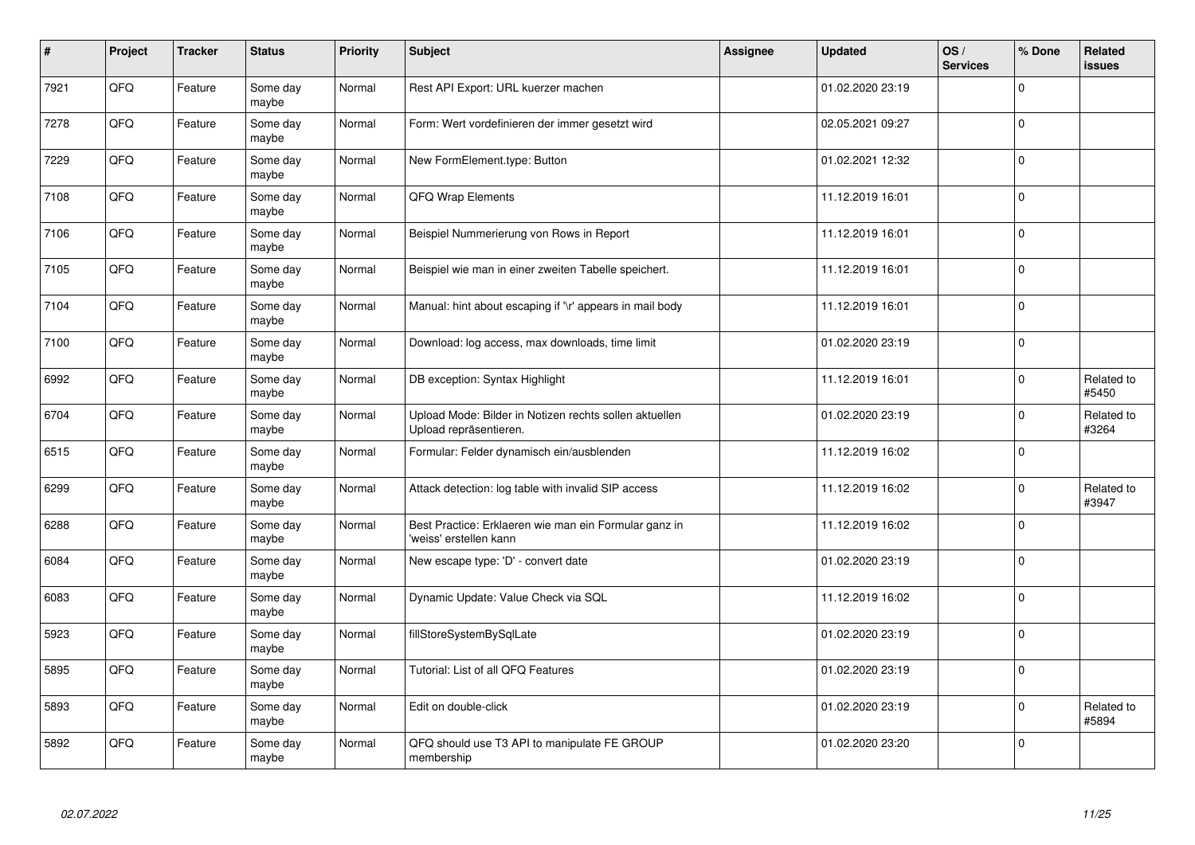| # | Project | Tracker | Status | Priority | Subject | Assignee | Updated | OS / Services | % Done | Related issues |
|---|---|---|---|---|---|---|---|---|---|---|
| 7921 | QFQ | Feature | Some day maybe | Normal | Rest API Export: URL kuerzer machen | | 01.02.2020 23:19 | | 0 | |
| 7278 | QFQ | Feature | Some day maybe | Normal | Form: Wert vordefinieren der immer gesetzt wird | | 02.05.2021 09:27 | | 0 | |
| 7229 | QFQ | Feature | Some day maybe | Normal | New FormElement.type: Button | | 01.02.2021 12:32 | | 0 | |
| 7108 | QFQ | Feature | Some day maybe | Normal | QFQ Wrap Elements | | 11.12.2019 16:01 | | 0 | |
| 7106 | QFQ | Feature | Some day maybe | Normal | Beispiel Nummerierung von Rows in Report | | 11.12.2019 16:01 | | 0 | |
| 7105 | QFQ | Feature | Some day maybe | Normal | Beispiel wie man in einer zweiten Tabelle speichert. | | 11.12.2019 16:01 | | 0 | |
| 7104 | QFQ | Feature | Some day maybe | Normal | Manual: hint about escaping if '\r' appears in mail body | | 11.12.2019 16:01 | | 0 | |
| 7100 | QFQ | Feature | Some day maybe | Normal | Download: log access, max downloads, time limit | | 01.02.2020 23:19 | | 0 | |
| 6992 | QFQ | Feature | Some day maybe | Normal | DB exception: Syntax Highlight | | 11.12.2019 16:01 | | 0 | Related to #5450 |
| 6704 | QFQ | Feature | Some day maybe | Normal | Upload Mode: Bilder in Notizen rechts sollen aktuellen Upload repräsentieren. | | 01.02.2020 23:19 | | 0 | Related to #3264 |
| 6515 | QFQ | Feature | Some day maybe | Normal | Formular: Felder dynamisch ein/ausblenden | | 11.12.2019 16:02 | | 0 | |
| 6299 | QFQ | Feature | Some day maybe | Normal | Attack detection: log table with invalid SIP access | | 11.12.2019 16:02 | | 0 | Related to #3947 |
| 6288 | QFQ | Feature | Some day maybe | Normal | Best Practice: Erklaeren wie man ein Formular ganz in 'weiss' erstellen kann | | 11.12.2019 16:02 | | 0 | |
| 6084 | QFQ | Feature | Some day maybe | Normal | New escape type: 'D' - convert date | | 01.02.2020 23:19 | | 0 | |
| 6083 | QFQ | Feature | Some day maybe | Normal | Dynamic Update: Value Check via SQL | | 11.12.2019 16:02 | | 0 | |
| 5923 | QFQ | Feature | Some day maybe | Normal | fillStoreSystemBySqlLate | | 01.02.2020 23:19 | | 0 | |
| 5895 | QFQ | Feature | Some day maybe | Normal | Tutorial: List of all QFQ Features | | 01.02.2020 23:19 | | 0 | |
| 5893 | QFQ | Feature | Some day maybe | Normal | Edit on double-click | | 01.02.2020 23:19 | | 0 | Related to #5894 |
| 5892 | QFQ | Feature | Some day maybe | Normal | QFQ should use T3 API to manipulate FE GROUP membership | | 01.02.2020 23:20 | | 0 | |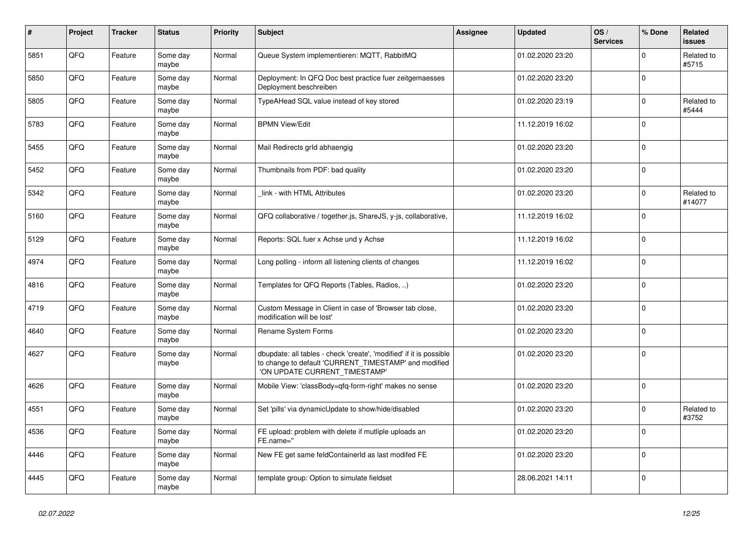| # | Project | Tracker | Status | Priority | Subject | Assignee | Updated | OS / Services | % Done | Related issues |
|---|---|---|---|---|---|---|---|---|---|---|
| 5851 | QFQ | Feature | Some day maybe | Normal | Queue System implementieren: MQTT, RabbitMQ | | 01.02.2020 23:20 | | 0 | Related to #5715 |
| 5850 | QFQ | Feature | Some day maybe | Normal | Deployment: In QFQ Doc best practice fuer zeitgemaesses Deployment beschreiben | | 01.02.2020 23:20 | | 0 | |
| 5805 | QFQ | Feature | Some day maybe | Normal | TypeAHead SQL value instead of key stored | | 01.02.2020 23:19 | | 0 | Related to #5444 |
| 5783 | QFQ | Feature | Some day maybe | Normal | BPMN View/Edit | | 11.12.2019 16:02 | | 0 | |
| 5455 | QFQ | Feature | Some day maybe | Normal | Mail Redirects grId abhaengig | | 01.02.2020 23:20 | | 0 | |
| 5452 | QFQ | Feature | Some day maybe | Normal | Thumbnails from PDF: bad quality | | 01.02.2020 23:20 | | 0 | |
| 5342 | QFQ | Feature | Some day maybe | Normal | _link - with HTML Attributes | | 01.02.2020 23:20 | | 0 | Related to #14077 |
| 5160 | QFQ | Feature | Some day maybe | Normal | QFQ collaborative / together.js, ShareJS, y-js, collaborative, | | 11.12.2019 16:02 | | 0 | |
| 5129 | QFQ | Feature | Some day maybe | Normal | Reports: SQL fuer x Achse und y Achse | | 11.12.2019 16:02 | | 0 | |
| 4974 | QFQ | Feature | Some day maybe | Normal | Long polling - inform all listening clients of changes | | 11.12.2019 16:02 | | 0 | |
| 4816 | QFQ | Feature | Some day maybe | Normal | Templates for QFQ Reports (Tables, Radios, ..) | | 01.02.2020 23:20 | | 0 | |
| 4719 | QFQ | Feature | Some day maybe | Normal | Custom Message in Client in case of 'Browser tab close, modification will be lost' | | 01.02.2020 23:20 | | 0 | |
| 4640 | QFQ | Feature | Some day maybe | Normal | Rename System Forms | | 01.02.2020 23:20 | | 0 | |
| 4627 | QFQ | Feature | Some day maybe | Normal | dbupdate: all tables - check 'create', 'modified' if it is possible to change to default 'CURRENT_TIMESTAMP' and modified 'ON UPDATE CURRENT_TIMESTAMP' | | 01.02.2020 23:20 | | 0 | |
| 4626 | QFQ | Feature | Some day maybe | Normal | Mobile View: 'classBody=qfq-form-right' makes no sense | | 01.02.2020 23:20 | | 0 | |
| 4551 | QFQ | Feature | Some day maybe | Normal | Set 'pills' via dynamicUpdate to show/hide/disabled | | 01.02.2020 23:20 | | 0 | Related to #3752 |
| 4536 | QFQ | Feature | Some day maybe | Normal | FE upload: problem with delete if mutliple uploads an FE.name='' | | 01.02.2020 23:20 | | 0 | |
| 4446 | QFQ | Feature | Some day maybe | Normal | New FE get same feldContainerId as last modifed FE | | 01.02.2020 23:20 | | 0 | |
| 4445 | QFQ | Feature | Some day maybe | Normal | template group: Option to simulate fieldset | | 28.06.2021 14:11 | | 0 | |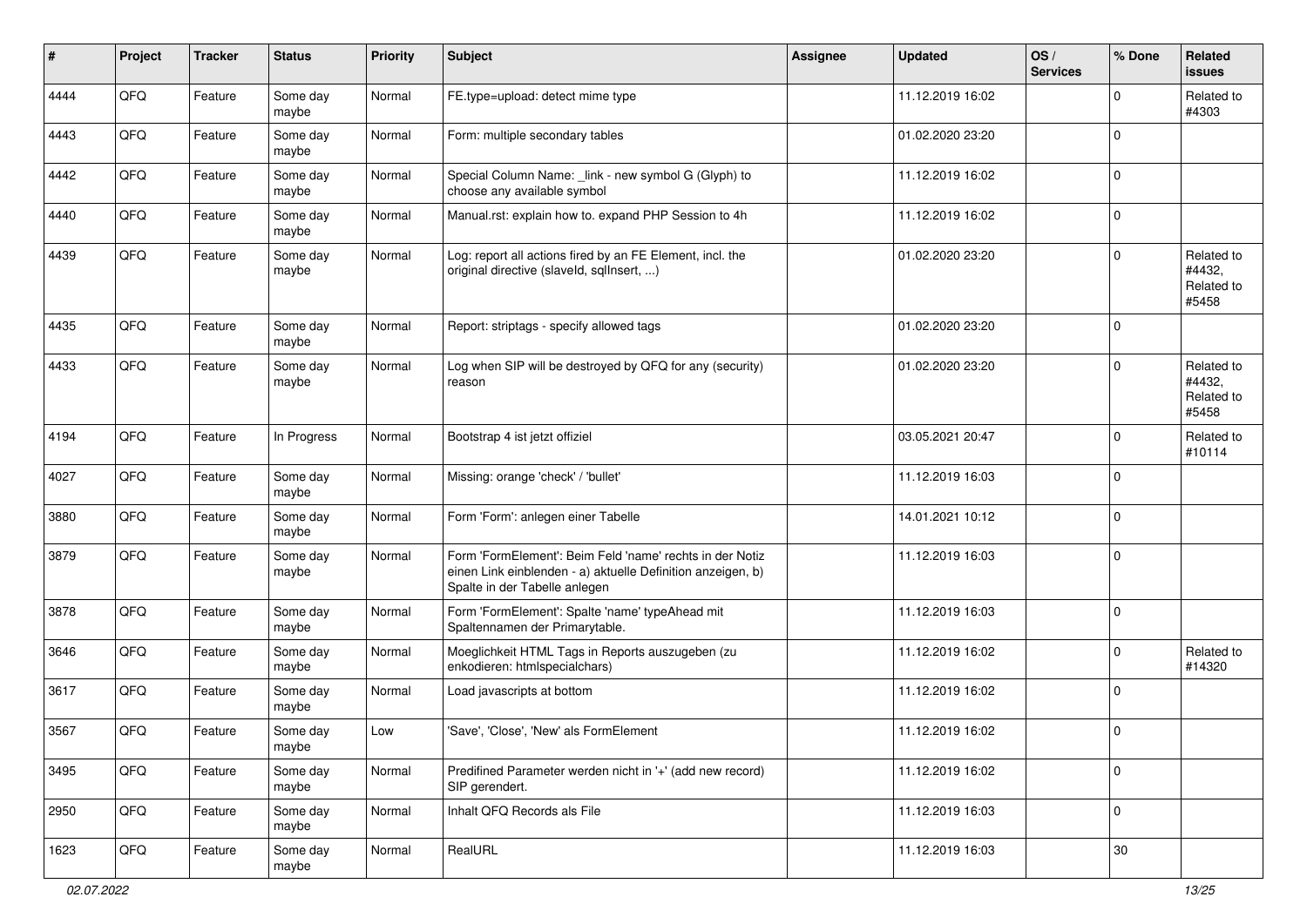| # | Project | Tracker | Status | Priority | Subject | Assignee | Updated | OS / Services | % Done | Related issues |
|---|---|---|---|---|---|---|---|---|---|---|
| 4444 | QFQ | Feature | Some day maybe | Normal | FE.type=upload: detect mime type | | 11.12.2019 16:02 | | 0 | Related to #4303 |
| 4443 | QFQ | Feature | Some day maybe | Normal | Form: multiple secondary tables | | 01.02.2020 23:20 | | 0 | |
| 4442 | QFQ | Feature | Some day maybe | Normal | Special Column Name: _link - new symbol G (Glyph) to choose any available symbol | | 11.12.2019 16:02 | | 0 | |
| 4440 | QFQ | Feature | Some day maybe | Normal | Manual.rst: explain how to. expand PHP Session to 4h | | 11.12.2019 16:02 | | 0 | |
| 4439 | QFQ | Feature | Some day maybe | Normal | Log: report all actions fired by an FE Element, incl. the original directive (slaveld, sqlInsert, ...) | | 01.02.2020 23:20 | | 0 | Related to #4432, Related to #5458 |
| 4435 | QFQ | Feature | Some day maybe | Normal | Report: striptags - specify allowed tags | | 01.02.2020 23:20 | | 0 | |
| 4433 | QFQ | Feature | Some day maybe | Normal | Log when SIP will be destroyed by QFQ for any (security) reason | | 01.02.2020 23:20 | | 0 | Related to #4432, Related to #5458 |
| 4194 | QFQ | Feature | In Progress | Normal | Bootstrap 4 ist jetzt offiziel | | 03.05.2021 20:47 | | 0 | Related to #10114 |
| 4027 | QFQ | Feature | Some day maybe | Normal | Missing: orange 'check' / 'bullet' | | 11.12.2019 16:03 | | 0 | |
| 3880 | QFQ | Feature | Some day maybe | Normal | Form 'Form': anlegen einer Tabelle | | 14.01.2021 10:12 | | 0 | |
| 3879 | QFQ | Feature | Some day maybe | Normal | Form 'FormElement': Beim Feld 'name' rechts in der Notiz einen Link einblenden - a) aktuelle Definition anzeigen, b) Spalte in der Tabelle anlegen | | 11.12.2019 16:03 | | 0 | |
| 3878 | QFQ | Feature | Some day maybe | Normal | Form 'FormElement': Spalte 'name' typeAhead mit Spaltennamen der Primarytable. | | 11.12.2019 16:03 | | 0 | |
| 3646 | QFQ | Feature | Some day maybe | Normal | Moeglichkeit HTML Tags in Reports auszugeben (zu enkodieren: htmlspecialchars) | | 11.12.2019 16:02 | | 0 | Related to #14320 |
| 3617 | QFQ | Feature | Some day maybe | Normal | Load javascripts at bottom | | 11.12.2019 16:02 | | 0 | |
| 3567 | QFQ | Feature | Some day maybe | Low | 'Save', 'Close', 'New' als FormElement | | 11.12.2019 16:02 | | 0 | |
| 3495 | QFQ | Feature | Some day maybe | Normal | Predifined Parameter werden nicht in '+' (add new record) SIP gerendert. | | 11.12.2019 16:02 | | 0 | |
| 2950 | QFQ | Feature | Some day maybe | Normal | Inhalt QFQ Records als File | | 11.12.2019 16:03 | | 0 | |
| 1623 | QFQ | Feature | Some day maybe | Normal | RealURL | | 11.12.2019 16:03 | | 30 | |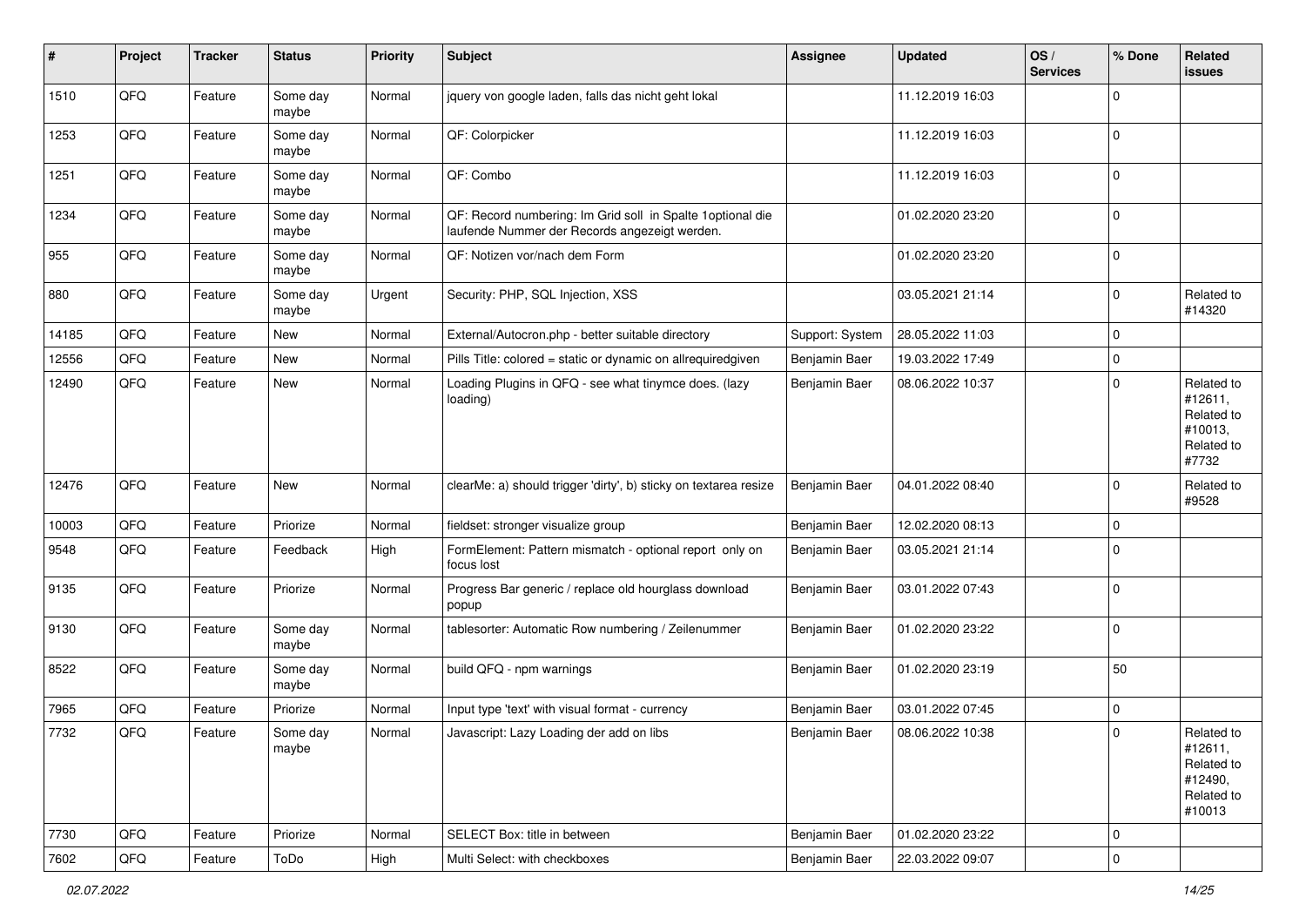| # | Project | Tracker | Status | Priority | Subject | Assignee | Updated | OS / Services | % Done | Related issues |
|---|---|---|---|---|---|---|---|---|---|---|
| 1510 | QFQ | Feature | Some day maybe | Normal | jquery von google laden, falls das nicht geht lokal | | 11.12.2019 16:03 | | 0 | |
| 1253 | QFQ | Feature | Some day maybe | Normal | QF: Colorpicker | | 11.12.2019 16:03 | | 0 | |
| 1251 | QFQ | Feature | Some day maybe | Normal | QF: Combo | | 11.12.2019 16:03 | | 0 | |
| 1234 | QFQ | Feature | Some day maybe | Normal | QF: Record numbering: Im Grid soll in Spalte 1optional die laufende Nummer der Records angezeigt werden. | | 01.02.2020 23:20 | | 0 | |
| 955 | QFQ | Feature | Some day maybe | Normal | QF: Notizen vor/nach dem Form | | 01.02.2020 23:20 | | 0 | |
| 880 | QFQ | Feature | Some day maybe | Urgent | Security: PHP, SQL Injection, XSS | | 03.05.2021 21:14 | | 0 | Related to #14320 |
| 14185 | QFQ | Feature | New | Normal | External/Autocron.php - better suitable directory | Support: System | 28.05.2022 11:03 | | 0 | |
| 12556 | QFQ | Feature | New | Normal | Pills Title: colored = static or dynamic on allrequiredgiven | Benjamin Baer | 19.03.2022 17:49 | | 0 | |
| 12490 | QFQ | Feature | New | Normal | Loading Plugins in QFQ - see what tinymce does. (lazy loading) | Benjamin Baer | 08.06.2022 10:37 | | 0 | Related to #12611, Related to #10013, Related to #7732 |
| 12476 | QFQ | Feature | New | Normal | clearMe: a) should trigger 'dirty', b) sticky on textarea resize | Benjamin Baer | 04.01.2022 08:40 | | 0 | Related to #9528 |
| 10003 | QFQ | Feature | Priorize | Normal | fieldset: stronger visualize group | Benjamin Baer | 12.02.2020 08:13 | | 0 | |
| 9548 | QFQ | Feature | Feedback | High | FormElement: Pattern mismatch - optional report only on focus lost | Benjamin Baer | 03.05.2021 21:14 | | 0 | |
| 9135 | QFQ | Feature | Priorize | Normal | Progress Bar generic / replace old hourglass download popup | Benjamin Baer | 03.01.2022 07:43 | | 0 | |
| 9130 | QFQ | Feature | Some day maybe | Normal | tablesorter: Automatic Row numbering / Zeilenummer | Benjamin Baer | 01.02.2020 23:22 | | 0 | |
| 8522 | QFQ | Feature | Some day maybe | Normal | build QFQ - npm warnings | Benjamin Baer | 01.02.2020 23:19 | | 50 | |
| 7965 | QFQ | Feature | Priorize | Normal | Input type 'text' with visual format - currency | Benjamin Baer | 03.01.2022 07:45 | | 0 | |
| 7732 | QFQ | Feature | Some day maybe | Normal | Javascript: Lazy Loading der add on libs | Benjamin Baer | 08.06.2022 10:38 | | 0 | Related to #12611, Related to #12490, Related to #10013 |
| 7730 | QFQ | Feature | Priorize | Normal | SELECT Box: title in between | Benjamin Baer | 01.02.2020 23:22 | | 0 | |
| 7602 | QFQ | Feature | ToDo | High | Multi Select: with checkboxes | Benjamin Baer | 22.03.2022 09:07 | | 0 | |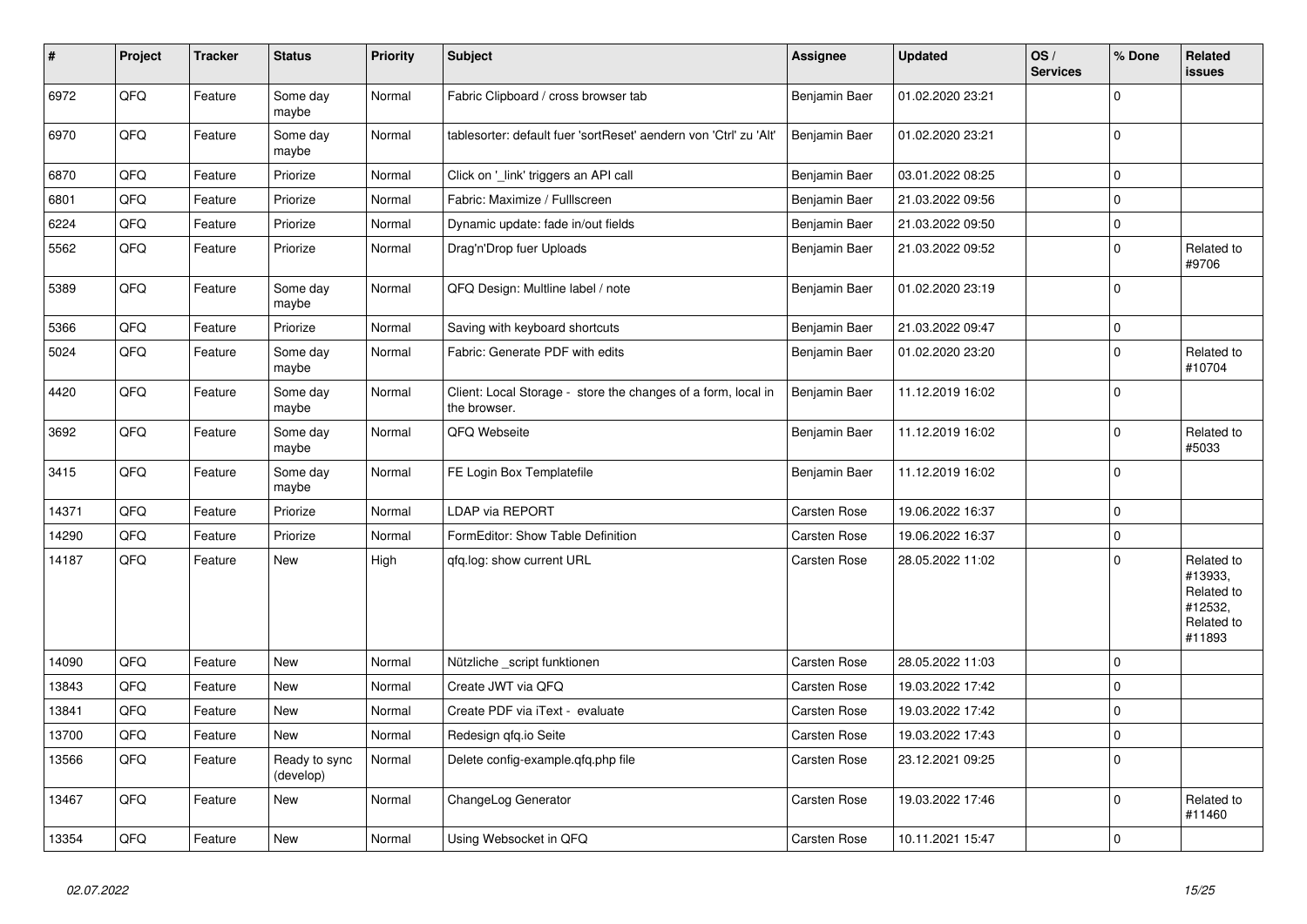| # | Project | Tracker | Status | Priority | Subject | Assignee | Updated | OS / Services | % Done | Related issues |
|---|---|---|---|---|---|---|---|---|---|---|
| 6972 | QFQ | Feature | Some day maybe | Normal | Fabric Clipboard / cross browser tab | Benjamin Baer | 01.02.2020 23:21 | | 0 | |
| 6970 | QFQ | Feature | Some day maybe | Normal | tablesorter: default fuer 'sortReset' aendern von 'Ctrl' zu 'Alt' | Benjamin Baer | 01.02.2020 23:21 | | 0 | |
| 6870 | QFQ | Feature | Priorize | Normal | Click on '_link' triggers an API call | Benjamin Baer | 03.01.2022 08:25 | | 0 | |
| 6801 | QFQ | Feature | Priorize | Normal | Fabric: Maximize / FullIscreen | Benjamin Baer | 21.03.2022 09:56 | | 0 | |
| 6224 | QFQ | Feature | Priorize | Normal | Dynamic update: fade in/out fields | Benjamin Baer | 21.03.2022 09:50 | | 0 | |
| 5562 | QFQ | Feature | Priorize | Normal | Drag'n'Drop fuer Uploads | Benjamin Baer | 21.03.2022 09:52 | | 0 | Related to #9706 |
| 5389 | QFQ | Feature | Some day maybe | Normal | QFQ Design: Multline label / note | Benjamin Baer | 01.02.2020 23:19 | | 0 | |
| 5366 | QFQ | Feature | Priorize | Normal | Saving with keyboard shortcuts | Benjamin Baer | 21.03.2022 09:47 | | 0 | |
| 5024 | QFQ | Feature | Some day maybe | Normal | Fabric: Generate PDF with edits | Benjamin Baer | 01.02.2020 23:20 | | 0 | Related to #10704 |
| 4420 | QFQ | Feature | Some day maybe | Normal | Client: Local Storage - store the changes of a form, local in the browser. | Benjamin Baer | 11.12.2019 16:02 | | 0 | |
| 3692 | QFQ | Feature | Some day maybe | Normal | QFQ Webseite | Benjamin Baer | 11.12.2019 16:02 | | 0 | Related to #5033 |
| 3415 | QFQ | Feature | Some day maybe | Normal | FE Login Box Templatefile | Benjamin Baer | 11.12.2019 16:02 | | 0 | |
| 14371 | QFQ | Feature | Priorize | Normal | LDAP via REPORT | Carsten Rose | 19.06.2022 16:37 | | 0 | |
| 14290 | QFQ | Feature | Priorize | Normal | FormEditor: Show Table Definition | Carsten Rose | 19.06.2022 16:37 | | 0 | |
| 14187 | QFQ | Feature | New | High | qfq.log: show current URL | Carsten Rose | 28.05.2022 11:02 | | 0 | Related to #13933, Related to #12532, Related to #11893 |
| 14090 | QFQ | Feature | New | Normal | Nützliche _script funktionen | Carsten Rose | 28.05.2022 11:03 | | 0 | |
| 13843 | QFQ | Feature | New | Normal | Create JWT via QFQ | Carsten Rose | 19.03.2022 17:42 | | 0 | |
| 13841 | QFQ | Feature | New | Normal | Create PDF via iText - evaluate | Carsten Rose | 19.03.2022 17:42 | | 0 | |
| 13700 | QFQ | Feature | New | Normal | Redesign qfq.io Seite | Carsten Rose | 19.03.2022 17:43 | | 0 | |
| 13566 | QFQ | Feature | Ready to sync (develop) | Normal | Delete config-example.qfq.php file | Carsten Rose | 23.12.2021 09:25 | | 0 | |
| 13467 | QFQ | Feature | New | Normal | ChangeLog Generator | Carsten Rose | 19.03.2022 17:46 | | 0 | Related to #11460 |
| 13354 | QFQ | Feature | New | Normal | Using Websocket in QFQ | Carsten Rose | 10.11.2021 15:47 | | 0 | |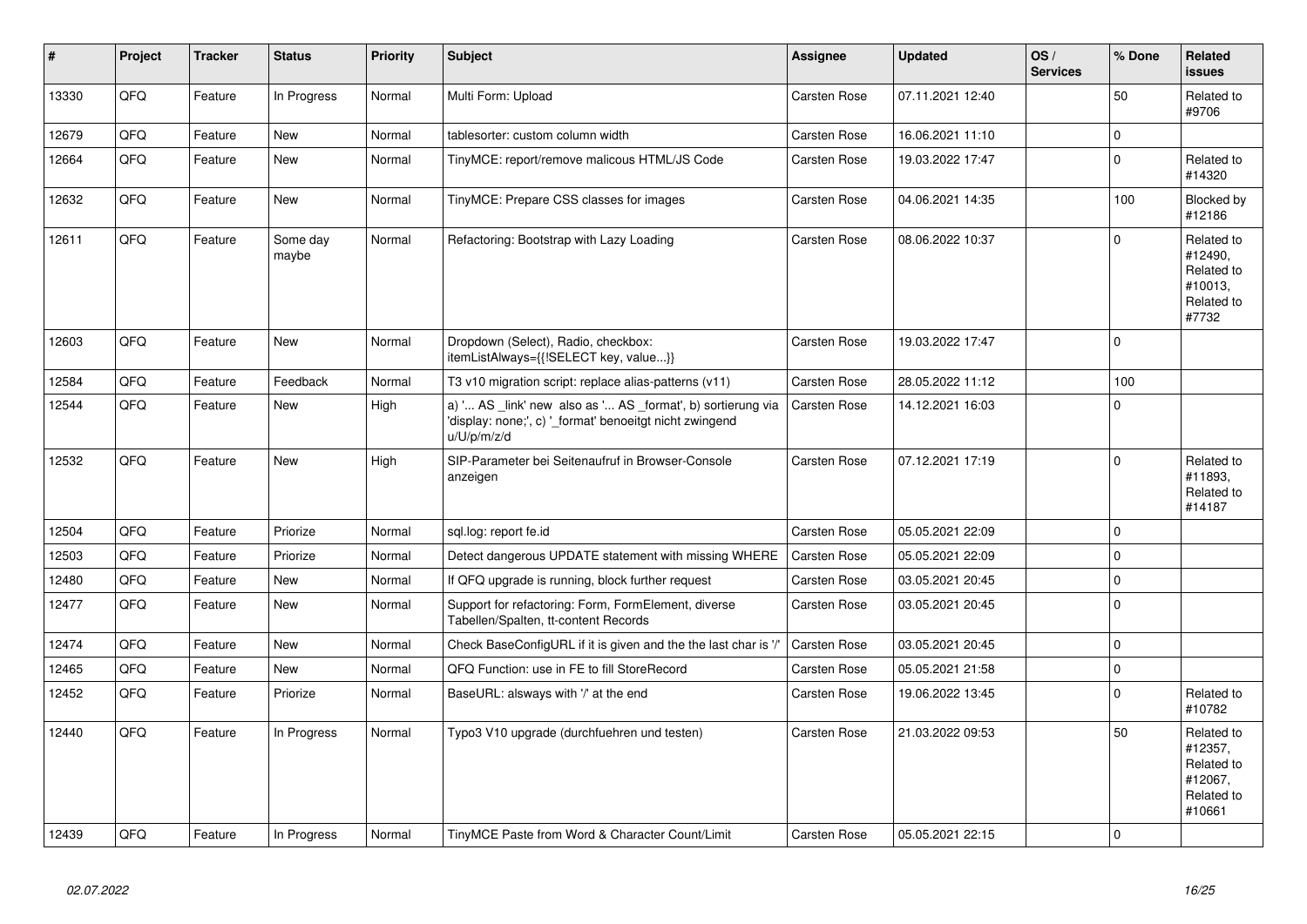| # | Project | Tracker | Status | Priority | Subject | Assignee | Updated | OS / Services | % Done | Related issues |
|---|---|---|---|---|---|---|---|---|---|---|
| 13330 | QFQ | Feature | In Progress | Normal | Multi Form: Upload | Carsten Rose | 07.11.2021 12:40 | | 50 | Related to #9706 |
| 12679 | QFQ | Feature | New | Normal | tablesorter: custom column width | Carsten Rose | 16.06.2021 11:10 | | 0 | |
| 12664 | QFQ | Feature | New | Normal | TinyMCE: report/remove malicous HTML/JS Code | Carsten Rose | 19.03.2022 17:47 | | 0 | Related to #14320 |
| 12632 | QFQ | Feature | New | Normal | TinyMCE: Prepare CSS classes for images | Carsten Rose | 04.06.2021 14:35 | | 100 | Blocked by #12186 |
| 12611 | QFQ | Feature | Some day maybe | Normal | Refactoring: Bootstrap with Lazy Loading | Carsten Rose | 08.06.2022 10:37 | | 0 | Related to #12490, Related to #10013, Related to #7732 |
| 12603 | QFQ | Feature | New | Normal | Dropdown (Select), Radio, checkbox: itemListAlways={{!SELECT key, value...}} | Carsten Rose | 19.03.2022 17:47 | | 0 | |
| 12584 | QFQ | Feature | Feedback | Normal | T3 v10 migration script: replace alias-patterns (v11) | Carsten Rose | 28.05.2022 11:12 | | 100 | |
| 12544 | QFQ | Feature | New | High | a) '... AS _link' new also as '... AS _format', b) sortierung via 'display: none;', c) '_format' benoeitgt nicht zwingend u/U/p/m/z/d | Carsten Rose | 14.12.2021 16:03 | | 0 | |
| 12532 | QFQ | Feature | New | High | SIP-Parameter bei Seitenaufruf in Browser-Console anzeigen | Carsten Rose | 07.12.2021 17:19 | | 0 | Related to #11893, Related to #14187 |
| 12504 | QFQ | Feature | Priorize | Normal | sql.log: report fe.id | Carsten Rose | 05.05.2021 22:09 | | 0 | |
| 12503 | QFQ | Feature | Priorize | Normal | Detect dangerous UPDATE statement with missing WHERE | Carsten Rose | 05.05.2021 22:09 | | 0 | |
| 12480 | QFQ | Feature | New | Normal | If QFQ upgrade is running, block further request | Carsten Rose | 03.05.2021 20:45 | | 0 | |
| 12477 | QFQ | Feature | New | Normal | Support for refactoring: Form, FormElement, diverse Tabellen/Spalten, tt-content Records | Carsten Rose | 03.05.2021 20:45 | | 0 | |
| 12474 | QFQ | Feature | New | Normal | Check BaseConfigURL if it is given and the the last char is '/' | Carsten Rose | 03.05.2021 20:45 | | 0 | |
| 12465 | QFQ | Feature | New | Normal | QFQ Function: use in FE to fill StoreRecord | Carsten Rose | 05.05.2021 21:58 | | 0 | |
| 12452 | QFQ | Feature | Priorize | Normal | BaseURL: alsways with '/' at the end | Carsten Rose | 19.06.2022 13:45 | | 0 | Related to #10782 |
| 12440 | QFQ | Feature | In Progress | Normal | Typo3 V10 upgrade (durchfuehren und testen) | Carsten Rose | 21.03.2022 09:53 | | 50 | Related to #12357, Related to #12067, Related to #10661 |
| 12439 | QFQ | Feature | In Progress | Normal | TinyMCE Paste from Word & Character Count/Limit | Carsten Rose | 05.05.2021 22:15 | | 0 | |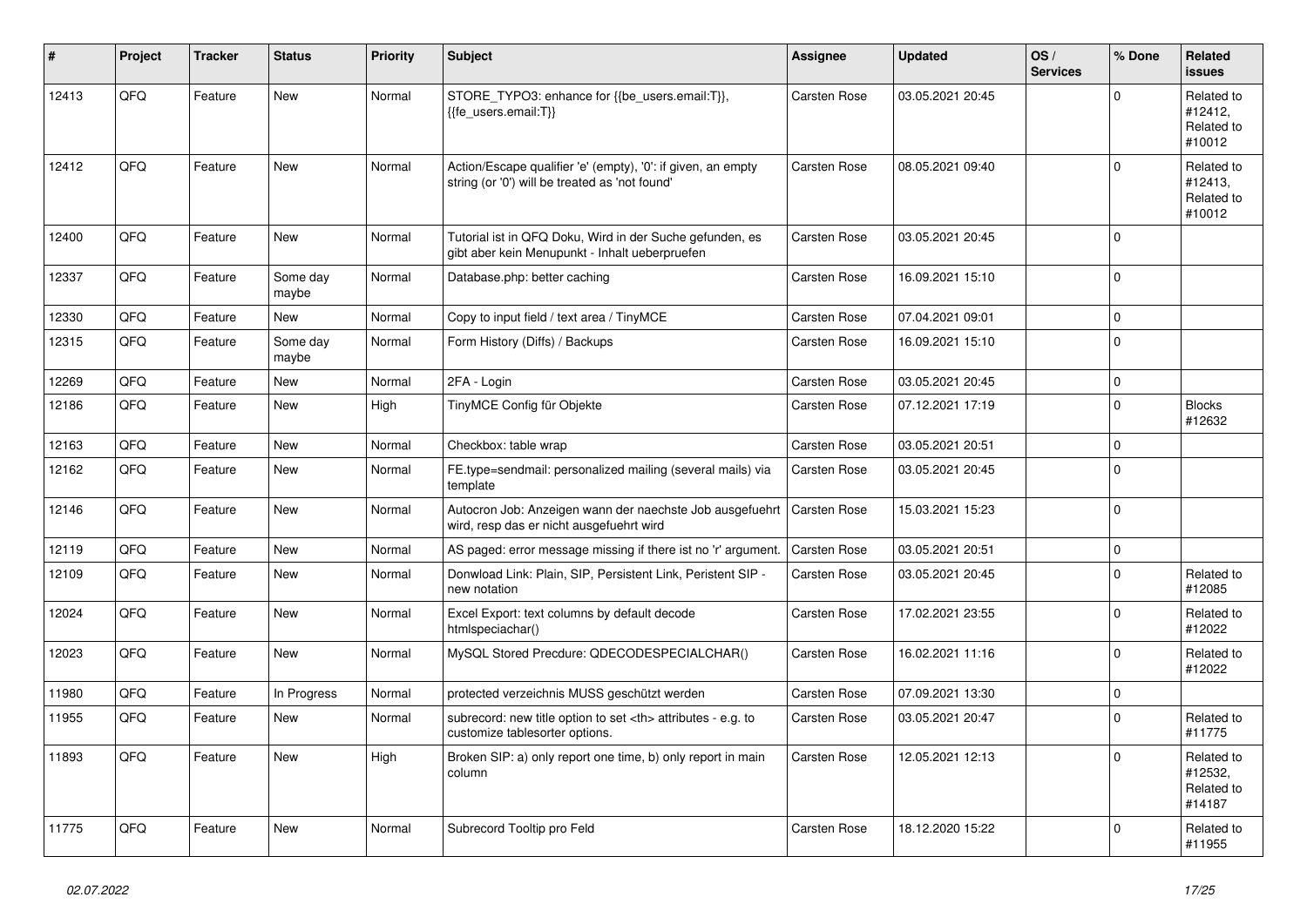| # | Project | Tracker | Status | Priority | Subject | Assignee | Updated | OS / Services | % Done | Related issues |
|---|---|---|---|---|---|---|---|---|---|---|
| 12413 | QFQ | Feature | New | Normal | STORE_TYPO3: enhance for {{be_users.email:T}}, {{fe_users.email:T}} | Carsten Rose | 03.05.2021 20:45 | | 0 | Related to #12412, Related to #10012 |
| 12412 | QFQ | Feature | New | Normal | Action/Escape qualifier 'e' (empty), '0': if given, an empty string (or '0') will be treated as 'not found' | Carsten Rose | 08.05.2021 09:40 | | 0 | Related to #12413, Related to #10012 |
| 12400 | QFQ | Feature | New | Normal | Tutorial ist in QFQ Doku, Wird in der Suche gefunden, es gibt aber kein Menupunkt - Inhalt ueberpruefen | Carsten Rose | 03.05.2021 20:45 | | 0 | |
| 12337 | QFQ | Feature | Some day maybe | Normal | Database.php: better caching | Carsten Rose | 16.09.2021 15:10 | | 0 | |
| 12330 | QFQ | Feature | New | Normal | Copy to input field / text area / TinyMCE | Carsten Rose | 07.04.2021 09:01 | | 0 | |
| 12315 | QFQ | Feature | Some day maybe | Normal | Form History (Diffs) / Backups | Carsten Rose | 16.09.2021 15:10 | | 0 | |
| 12269 | QFQ | Feature | New | Normal | 2FA - Login | Carsten Rose | 03.05.2021 20:45 | | 0 | |
| 12186 | QFQ | Feature | New | High | TinyMCE Config für Objekte | Carsten Rose | 07.12.2021 17:19 | | 0 | Blocks #12632 |
| 12163 | QFQ | Feature | New | Normal | Checkbox: table wrap | Carsten Rose | 03.05.2021 20:51 | | 0 | |
| 12162 | QFQ | Feature | New | Normal | FE.type=sendmail: personalized mailing (several mails) via template | Carsten Rose | 03.05.2021 20:45 | | 0 | |
| 12146 | QFQ | Feature | New | Normal | Autocron Job: Anzeigen wann der naechste Job ausgefuehrt wird, resp das er nicht ausgefuehrt wird | Carsten Rose | 15.03.2021 15:23 | | 0 | |
| 12119 | QFQ | Feature | New | Normal | AS paged: error message missing if there ist no 'r' argument. | Carsten Rose | 03.05.2021 20:51 | | 0 | |
| 12109 | QFQ | Feature | New | Normal | Donwload Link: Plain, SIP, Persistent Link, Peristent SIP - new notation | Carsten Rose | 03.05.2021 20:45 | | 0 | Related to #12085 |
| 12024 | QFQ | Feature | New | Normal | Excel Export: text columns by default decode htmlspeciachar() | Carsten Rose | 17.02.2021 23:55 | | 0 | Related to #12022 |
| 12023 | QFQ | Feature | New | Normal | MySQL Stored Precdure: QDECODESPECIALCHAR() | Carsten Rose | 16.02.2021 11:16 | | 0 | Related to #12022 |
| 11980 | QFQ | Feature | In Progress | Normal | protected verzeichnis MUSS geschützt werden | Carsten Rose | 07.09.2021 13:30 | | 0 | |
| 11955 | QFQ | Feature | New | Normal | subrecord: new title option to set <th> attributes - e.g. to customize tablesorter options. | Carsten Rose | 03.05.2021 20:47 | | 0 | Related to #11775 |
| 11893 | QFQ | Feature | New | High | Broken SIP: a) only report one time, b) only report in main column | Carsten Rose | 12.05.2021 12:13 | | 0 | Related to #12532, Related to #14187 |
| 11775 | QFQ | Feature | New | Normal | Subrecord Tooltip pro Feld | Carsten Rose | 18.12.2020 15:22 | | 0 | Related to #11955 |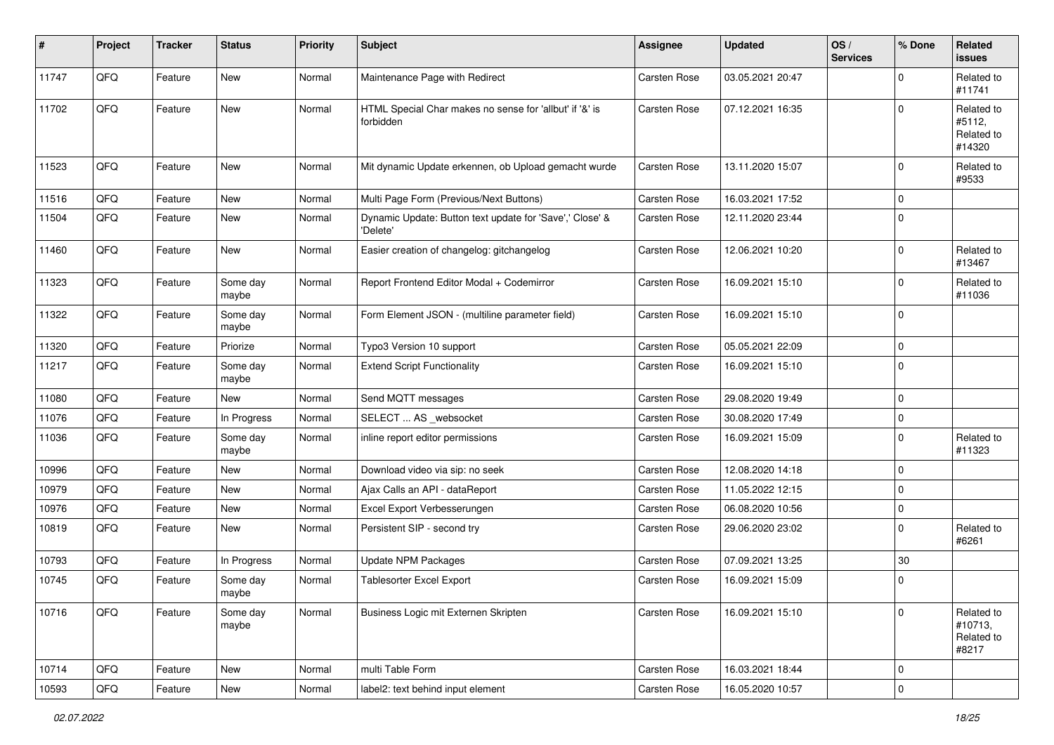| # | Project | Tracker | Status | Priority | Subject | Assignee | Updated | OS / Services | % Done | Related issues |
|---|---|---|---|---|---|---|---|---|---|---|
| 11747 | QFQ | Feature | New | Normal | Maintenance Page with Redirect | Carsten Rose | 03.05.2021 20:47 | | 0 | Related to #11741 |
| 11702 | QFQ | Feature | New | Normal | HTML Special Char makes no sense for 'allbut' if '&' is forbidden | Carsten Rose | 07.12.2021 16:35 | | 0 | Related to #5112, Related to #14320 |
| 11523 | QFQ | Feature | New | Normal | Mit dynamic Update erkennen, ob Upload gemacht wurde | Carsten Rose | 13.11.2020 15:07 | | 0 | Related to #9533 |
| 11516 | QFQ | Feature | New | Normal | Multi Page Form (Previous/Next Buttons) | Carsten Rose | 16.03.2021 17:52 | | 0 | |
| 11504 | QFQ | Feature | New | Normal | Dynamic Update: Button text update for 'Save',' Close' & 'Delete' | Carsten Rose | 12.11.2020 23:44 | | 0 | |
| 11460 | QFQ | Feature | New | Normal | Easier creation of changelog: gitchangelog | Carsten Rose | 12.06.2021 10:20 | | 0 | Related to #13467 |
| 11323 | QFQ | Feature | Some day maybe | Normal | Report Frontend Editor Modal + Codemirror | Carsten Rose | 16.09.2021 15:10 | | 0 | Related to #11036 |
| 11322 | QFQ | Feature | Some day maybe | Normal | Form Element JSON - (multiline parameter field) | Carsten Rose | 16.09.2021 15:10 | | 0 | |
| 11320 | QFQ | Feature | Priorize | Normal | Typo3 Version 10 support | Carsten Rose | 05.05.2021 22:09 | | 0 | |
| 11217 | QFQ | Feature | Some day maybe | Normal | Extend Script Functionality | Carsten Rose | 16.09.2021 15:10 | | 0 | |
| 11080 | QFQ | Feature | New | Normal | Send MQTT messages | Carsten Rose | 29.08.2020 19:49 | | 0 | |
| 11076 | QFQ | Feature | In Progress | Normal | SELECT ... AS _websocket | Carsten Rose | 30.08.2020 17:49 | | 0 | |
| 11036 | QFQ | Feature | Some day maybe | Normal | inline report editor permissions | Carsten Rose | 16.09.2021 15:09 | | 0 | Related to #11323 |
| 10996 | QFQ | Feature | New | Normal | Download video via sip: no seek | Carsten Rose | 12.08.2020 14:18 | | 0 | |
| 10979 | QFQ | Feature | New | Normal | Ajax Calls an API - dataReport | Carsten Rose | 11.05.2022 12:15 | | 0 | |
| 10976 | QFQ | Feature | New | Normal | Excel Export Verbesserungen | Carsten Rose | 06.08.2020 10:56 | | 0 | |
| 10819 | QFQ | Feature | New | Normal | Persistent SIP - second try | Carsten Rose | 29.06.2020 23:02 | | 0 | Related to #6261 |
| 10793 | QFQ | Feature | In Progress | Normal | Update NPM Packages | Carsten Rose | 07.09.2021 13:25 | | 30 | |
| 10745 | QFQ | Feature | Some day maybe | Normal | Tablesorter Excel Export | Carsten Rose | 16.09.2021 15:09 | | 0 | |
| 10716 | QFQ | Feature | Some day maybe | Normal | Business Logic mit Externen Skripten | Carsten Rose | 16.09.2021 15:10 | | 0 | Related to #10713, Related to #8217 |
| 10714 | QFQ | Feature | New | Normal | multi Table Form | Carsten Rose | 16.03.2021 18:44 | | 0 | |
| 10593 | QFQ | Feature | New | Normal | label2: text behind input element | Carsten Rose | 16.05.2020 10:57 | | 0 | |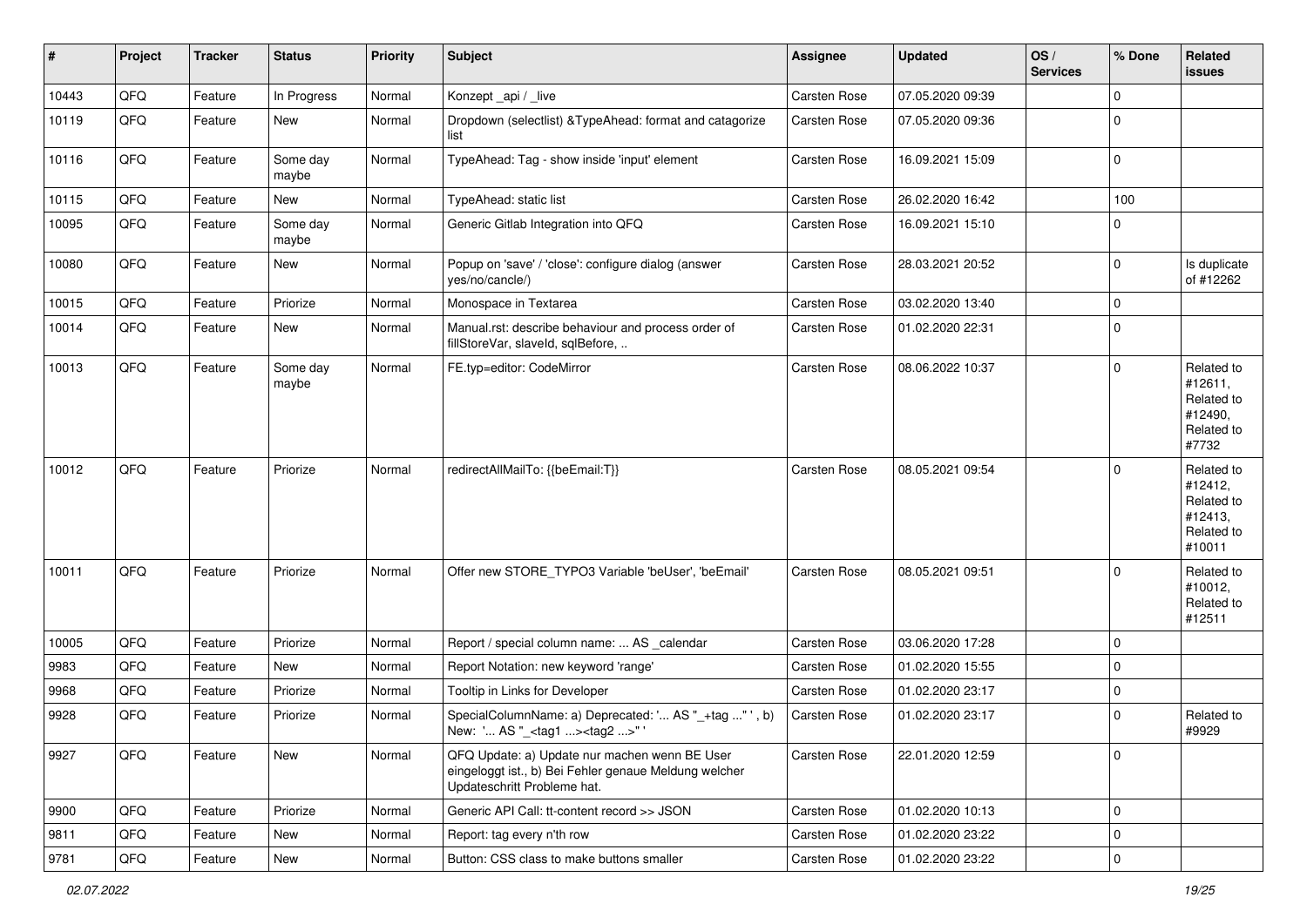| # | Project | Tracker | Status | Priority | Subject | Assignee | Updated | OS / Services | % Done | Related issues |
|---|---|---|---|---|---|---|---|---|---|---|
| 10443 | QFQ | Feature | In Progress | Normal | Konzept _api / _live | Carsten Rose | 07.05.2020 09:39 | | 0 | |
| 10119 | QFQ | Feature | New | Normal | Dropdown (selectlist) &TypeAhead: format and catagorize list | Carsten Rose | 07.05.2020 09:36 | | 0 | |
| 10116 | QFQ | Feature | Some day maybe | Normal | TypeAhead: Tag - show inside 'input' element | Carsten Rose | 16.09.2021 15:09 | | 0 | |
| 10115 | QFQ | Feature | New | Normal | TypeAhead: static list | Carsten Rose | 26.02.2020 16:42 | | 100 | |
| 10095 | QFQ | Feature | Some day maybe | Normal | Generic Gitlab Integration into QFQ | Carsten Rose | 16.09.2021 15:10 | | 0 | |
| 10080 | QFQ | Feature | New | Normal | Popup on 'save' / 'close': configure dialog (answer yes/no/cancle/) | Carsten Rose | 28.03.2021 20:52 | | 0 | Is duplicate of #12262 |
| 10015 | QFQ | Feature | Priorize | Normal | Monospace in Textarea | Carsten Rose | 03.02.2020 13:40 | | 0 | |
| 10014 | QFQ | Feature | New | Normal | Manual.rst: describe behaviour and process order of fillStoreVar, slaveId, sqlBefore, .. | Carsten Rose | 01.02.2020 22:31 | | 0 | |
| 10013 | QFQ | Feature | Some day maybe | Normal | FE.typ=editor: CodeMirror | Carsten Rose | 08.06.2022 10:37 | | 0 | Related to #12611, Related to #12490, Related to #7732 |
| 10012 | QFQ | Feature | Priorize | Normal | redirectAllMailTo: {{beEmail:T}} | Carsten Rose | 08.05.2021 09:54 | | 0 | Related to #12412, Related to #12413, Related to #10011 |
| 10011 | QFQ | Feature | Priorize | Normal | Offer new STORE_TYPO3 Variable 'beUser', 'beEmail' | Carsten Rose | 08.05.2021 09:51 | | 0 | Related to #10012, Related to #12511 |
| 10005 | QFQ | Feature | Priorize | Normal | Report / special column name: ... AS _calendar | Carsten Rose | 03.06.2020 17:28 | | 0 | |
| 9983 | QFQ | Feature | New | Normal | Report Notation: new keyword 'range' | Carsten Rose | 01.02.2020 15:55 | | 0 | |
| 9968 | QFQ | Feature | Priorize | Normal | Tooltip in Links for Developer | Carsten Rose | 01.02.2020 23:17 | | 0 | |
| 9928 | QFQ | Feature | Priorize | Normal | SpecialColumnName: a) Deprecated: '... AS "_+tag ..." ', b) New: '... AS "_<tag1 ...><tag2 ...>" ' | Carsten Rose | 01.02.2020 23:17 | | 0 | Related to #9929 |
| 9927 | QFQ | Feature | New | Normal | QFQ Update: a) Update nur machen wenn BE User eingeloggt ist., b) Bei Fehler genaue Meldung welcher Updateschritt Probleme hat. | Carsten Rose | 22.01.2020 12:59 | | 0 | |
| 9900 | QFQ | Feature | Priorize | Normal | Generic API Call: tt-content record >> JSON | Carsten Rose | 01.02.2020 10:13 | | 0 | |
| 9811 | QFQ | Feature | New | Normal | Report: tag every n'th row | Carsten Rose | 01.02.2020 23:22 | | 0 | |
| 9781 | QFQ | Feature | New | Normal | Button: CSS class to make buttons smaller | Carsten Rose | 01.02.2020 23:22 | | 0 | |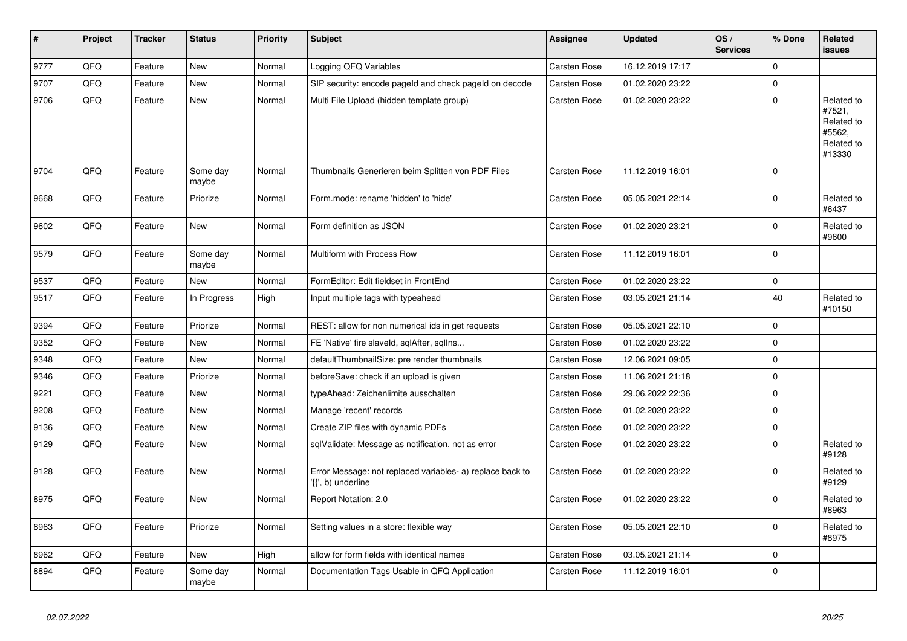| # | Project | Tracker | Status | Priority | Subject | Assignee | Updated | OS / Services | % Done | Related issues |
|---|---|---|---|---|---|---|---|---|---|---|
| 9777 | QFQ | Feature | New | Normal | Logging QFQ Variables | Carsten Rose | 16.12.2019 17:17 | | 0 | |
| 9707 | QFQ | Feature | New | Normal | SIP security: encode pageId and check pageId on decode | Carsten Rose | 01.02.2020 23:22 | | 0 | |
| 9706 | QFQ | Feature | New | Normal | Multi File Upload (hidden template group) | Carsten Rose | 01.02.2020 23:22 | | 0 | Related to #7521, Related to #5562, Related to #13330 |
| 9704 | QFQ | Feature | Some day maybe | Normal | Thumbnails Generieren beim Splitten von PDF Files | Carsten Rose | 11.12.2019 16:01 | | 0 | |
| 9668 | QFQ | Feature | Priorize | Normal | Form.mode: rename 'hidden' to 'hide' | Carsten Rose | 05.05.2021 22:14 | | 0 | Related to #6437 |
| 9602 | QFQ | Feature | New | Normal | Form definition as JSON | Carsten Rose | 01.02.2020 23:21 | | 0 | Related to #9600 |
| 9579 | QFQ | Feature | Some day maybe | Normal | Multiform with Process Row | Carsten Rose | 11.12.2019 16:01 | | 0 | |
| 9537 | QFQ | Feature | New | Normal | FormEditor: Edit fieldset in FrontEnd | Carsten Rose | 01.02.2020 23:22 | | 0 | |
| 9517 | QFQ | Feature | In Progress | High | Input multiple tags with typeahead | Carsten Rose | 03.05.2021 21:14 | | 40 | Related to #10150 |
| 9394 | QFQ | Feature | Priorize | Normal | REST: allow for non numerical ids in get requests | Carsten Rose | 05.05.2021 22:10 | | 0 | |
| 9352 | QFQ | Feature | New | Normal | FE 'Native' fire slaveId, sqlAfter, sqlIns... | Carsten Rose | 01.02.2020 23:22 | | 0 | |
| 9348 | QFQ | Feature | New | Normal | defaultThumbnailSize: pre render thumbnails | Carsten Rose | 12.06.2021 09:05 | | 0 | |
| 9346 | QFQ | Feature | Priorize | Normal | beforeSave: check if an upload is given | Carsten Rose | 11.06.2021 21:18 | | 0 | |
| 9221 | QFQ | Feature | New | Normal | typeAhead: Zeichenlimite ausschalten | Carsten Rose | 29.06.2022 22:36 | | 0 | |
| 9208 | QFQ | Feature | New | Normal | Manage 'recent' records | Carsten Rose | 01.02.2020 23:22 | | 0 | |
| 9136 | QFQ | Feature | New | Normal | Create ZIP files with dynamic PDFs | Carsten Rose | 01.02.2020 23:22 | | 0 | |
| 9129 | QFQ | Feature | New | Normal | sqlValidate: Message as notification, not as error | Carsten Rose | 01.02.2020 23:22 | | 0 | Related to #9128 |
| 9128 | QFQ | Feature | New | Normal | Error Message: not replaced variables- a) replace back to '{{', b) underline | Carsten Rose | 01.02.2020 23:22 | | 0 | Related to #9129 |
| 8975 | QFQ | Feature | New | Normal | Report Notation: 2.0 | Carsten Rose | 01.02.2020 23:22 | | 0 | Related to #8963 |
| 8963 | QFQ | Feature | Priorize | Normal | Setting values in a store: flexible way | Carsten Rose | 05.05.2021 22:10 | | 0 | Related to #8975 |
| 8962 | QFQ | Feature | New | High | allow for form fields with identical names | Carsten Rose | 03.05.2021 21:14 | | 0 | |
| 8894 | QFQ | Feature | Some day maybe | Normal | Documentation Tags Usable in QFQ Application | Carsten Rose | 11.12.2019 16:01 | | 0 | |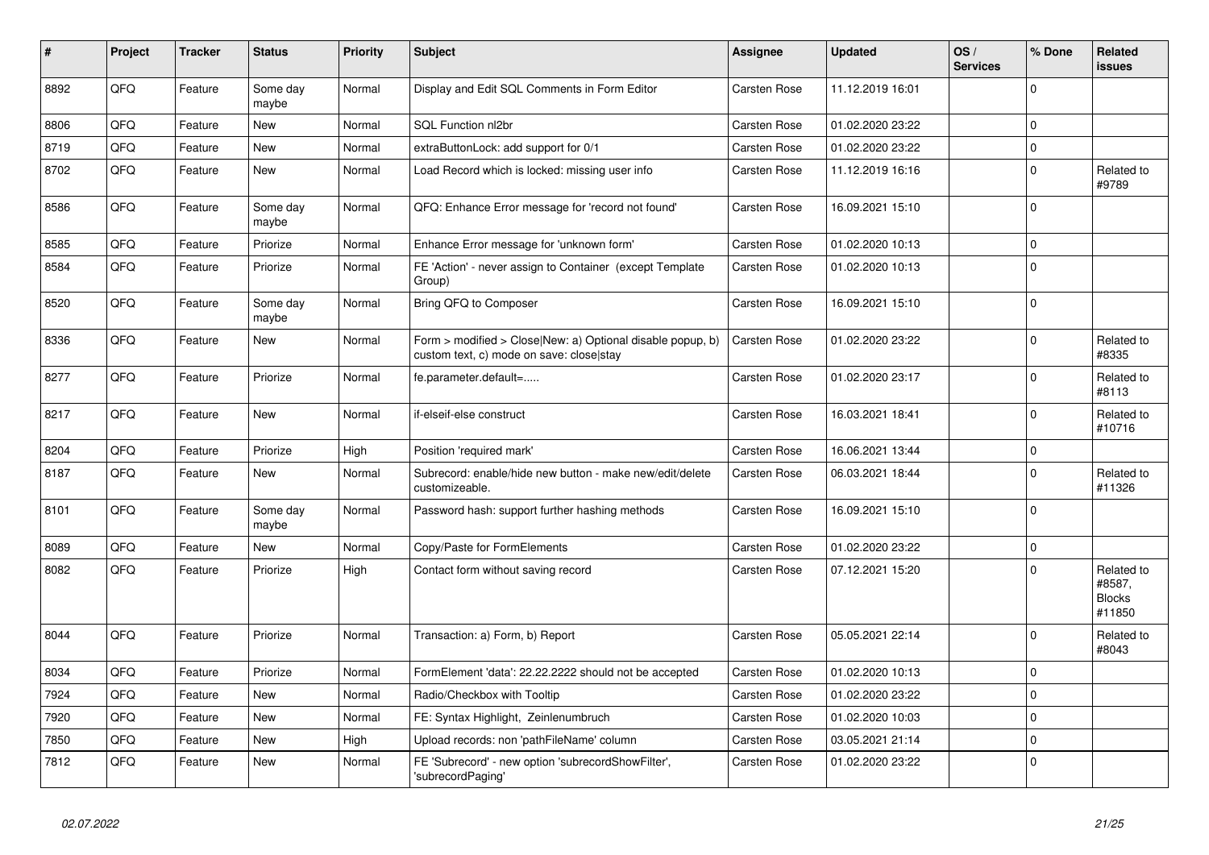| # | Project | Tracker | Status | Priority | Subject | Assignee | Updated | OS / Services | % Done | Related issues |
|---|---|---|---|---|---|---|---|---|---|---|
| 8892 | QFQ | Feature | Some day maybe | Normal | Display and Edit SQL Comments in Form Editor | Carsten Rose | 11.12.2019 16:01 | | 0 | |
| 8806 | QFQ | Feature | New | Normal | SQL Function nl2br | Carsten Rose | 01.02.2020 23:22 | | 0 | |
| 8719 | QFQ | Feature | New | Normal | extraButtonLock: add support for 0/1 | Carsten Rose | 01.02.2020 23:22 | | 0 | |
| 8702 | QFQ | Feature | New | Normal | Load Record which is locked: missing user info | Carsten Rose | 11.12.2019 16:16 | | 0 | Related to #9789 |
| 8586 | QFQ | Feature | Some day maybe | Normal | QFQ: Enhance Error message for 'record not found' | Carsten Rose | 16.09.2021 15:10 | | 0 | |
| 8585 | QFQ | Feature | Priorize | Normal | Enhance Error message for 'unknown form' | Carsten Rose | 01.02.2020 10:13 | | 0 | |
| 8584 | QFQ | Feature | Priorize | Normal | FE 'Action' - never assign to Container (except Template Group) | Carsten Rose | 01.02.2020 10:13 | | 0 | |
| 8520 | QFQ | Feature | Some day maybe | Normal | Bring QFQ to Composer | Carsten Rose | 16.09.2021 15:10 | | 0 | |
| 8336 | QFQ | Feature | New | Normal | Form > modified > Close\|New: a) Optional disable popup, b) custom text, c) mode on save: close\|stay | Carsten Rose | 01.02.2020 23:22 | | 0 | Related to #8335 |
| 8277 | QFQ | Feature | Priorize | Normal | fe.parameter.default=..... | Carsten Rose | 01.02.2020 23:17 | | 0 | Related to #8113 |
| 8217 | QFQ | Feature | New | Normal | if-elseif-else construct | Carsten Rose | 16.03.2021 18:41 | | 0 | Related to #10716 |
| 8204 | QFQ | Feature | Priorize | High | Position 'required mark' | Carsten Rose | 16.06.2021 13:44 | | 0 | |
| 8187 | QFQ | Feature | New | Normal | Subrecord: enable/hide new button - make new/edit/delete customizeable. | Carsten Rose | 06.03.2021 18:44 | | 0 | Related to #11326 |
| 8101 | QFQ | Feature | Some day maybe | Normal | Password hash: support further hashing methods | Carsten Rose | 16.09.2021 15:10 | | 0 | |
| 8089 | QFQ | Feature | New | Normal | Copy/Paste for FormElements | Carsten Rose | 01.02.2020 23:22 | | 0 | |
| 8082 | QFQ | Feature | Priorize | High | Contact form without saving record | Carsten Rose | 07.12.2021 15:20 | | 0 | Related to #8587, Blocks #11850 |
| 8044 | QFQ | Feature | Priorize | Normal | Transaction: a) Form, b) Report | Carsten Rose | 05.05.2021 22:14 | | 0 | Related to #8043 |
| 8034 | QFQ | Feature | Priorize | Normal | FormElement 'data': 22.22.2222 should not be accepted | Carsten Rose | 01.02.2020 10:13 | | 0 | |
| 7924 | QFQ | Feature | New | Normal | Radio/Checkbox with Tooltip | Carsten Rose | 01.02.2020 23:22 | | 0 | |
| 7920 | QFQ | Feature | New | Normal | FE: Syntax Highlight, Zeinlenumbruch | Carsten Rose | 01.02.2020 10:03 | | 0 | |
| 7850 | QFQ | Feature | New | High | Upload records: non 'pathFileName' column | Carsten Rose | 03.05.2021 21:14 | | 0 | |
| 7812 | QFQ | Feature | New | Normal | FE 'Subrecord' - new option 'subrecordShowFilter', 'subrecordPaging' | Carsten Rose | 01.02.2020 23:22 | | 0 | |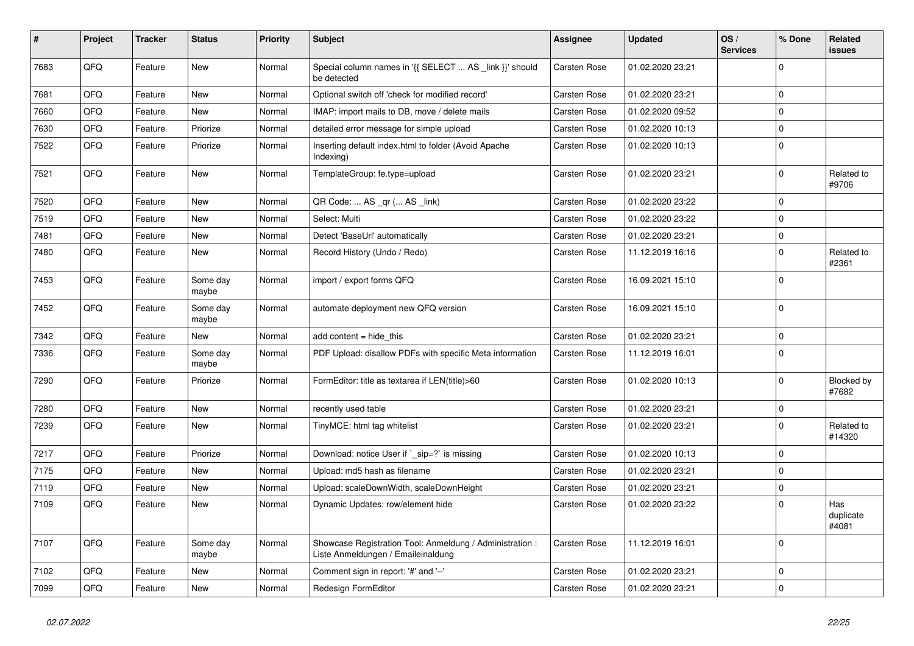| # | Project | Tracker | Status | Priority | Subject | Assignee | Updated | OS / Services | % Done | Related issues |
|---|---|---|---|---|---|---|---|---|---|---|
| 7683 | QFQ | Feature | New | Normal | Special column names in '{{ SELECT ... AS _link }}' should be detected | Carsten Rose | 01.02.2020 23:21 | | 0 | |
| 7681 | QFQ | Feature | New | Normal | Optional switch off 'check for modified record' | Carsten Rose | 01.02.2020 23:21 | | 0 | |
| 7660 | QFQ | Feature | New | Normal | IMAP: import mails to DB, move / delete mails | Carsten Rose | 01.02.2020 09:52 | | 0 | |
| 7630 | QFQ | Feature | Priorize | Normal | detailed error message for simple upload | Carsten Rose | 01.02.2020 10:13 | | 0 | |
| 7522 | QFQ | Feature | Priorize | Normal | Inserting default index.html to folder (Avoid Apache Indexing) | Carsten Rose | 01.02.2020 10:13 | | 0 | |
| 7521 | QFQ | Feature | New | Normal | TemplateGroup: fe.type=upload | Carsten Rose | 01.02.2020 23:21 | | 0 | Related to #9706 |
| 7520 | QFQ | Feature | New | Normal | QR Code: ... AS _qr (... AS _link) | Carsten Rose | 01.02.2020 23:22 | | 0 | |
| 7519 | QFQ | Feature | New | Normal | Select: Multi | Carsten Rose | 01.02.2020 23:22 | | 0 | |
| 7481 | QFQ | Feature | New | Normal | Detect 'BaseUrl' automatically | Carsten Rose | 01.02.2020 23:21 | | 0 | |
| 7480 | QFQ | Feature | New | Normal | Record History (Undo / Redo) | Carsten Rose | 11.12.2019 16:16 | | 0 | Related to #2361 |
| 7453 | QFQ | Feature | Some day maybe | Normal | import / export forms QFQ | Carsten Rose | 16.09.2021 15:10 | | 0 | |
| 7452 | QFQ | Feature | Some day maybe | Normal | automate deployment new QFQ version | Carsten Rose | 16.09.2021 15:10 | | 0 | |
| 7342 | QFQ | Feature | New | Normal | add content = hide_this | Carsten Rose | 01.02.2020 23:21 | | 0 | |
| 7336 | QFQ | Feature | Some day maybe | Normal | PDF Upload: disallow PDFs with specific Meta information | Carsten Rose | 11.12.2019 16:01 | | 0 | |
| 7290 | QFQ | Feature | Priorize | Normal | FormEditor: title as textarea if LEN(title)>60 | Carsten Rose | 01.02.2020 10:13 | | 0 | Blocked by #7682 |
| 7280 | QFQ | Feature | New | Normal | recently used table | Carsten Rose | 01.02.2020 23:21 | | 0 | |
| 7239 | QFQ | Feature | New | Normal | TinyMCE: html tag whitelist | Carsten Rose | 01.02.2020 23:21 | | 0 | Related to #14320 |
| 7217 | QFQ | Feature | Priorize | Normal | Download: notice User if `_sip=?` is missing | Carsten Rose | 01.02.2020 10:13 | | 0 | |
| 7175 | QFQ | Feature | New | Normal | Upload: md5 hash as filename | Carsten Rose | 01.02.2020 23:21 | | 0 | |
| 7119 | QFQ | Feature | New | Normal | Upload: scaleDownWidth, scaleDownHeight | Carsten Rose | 01.02.2020 23:21 | | 0 | |
| 7109 | QFQ | Feature | New | Normal | Dynamic Updates: row/element hide | Carsten Rose | 01.02.2020 23:22 | | 0 | Has duplicate #4081 |
| 7107 | QFQ | Feature | Some day maybe | Normal | Showcase Registration Tool: Anmeldung / Administration : Liste Anmeldungen / Emaileinaldung | Carsten Rose | 11.12.2019 16:01 | | 0 | |
| 7102 | QFQ | Feature | New | Normal | Comment sign in report: '#' and '--' | Carsten Rose | 01.02.2020 23:21 | | 0 | |
| 7099 | QFQ | Feature | New | Normal | Redesign FormEditor | Carsten Rose | 01.02.2020 23:21 | | 0 | |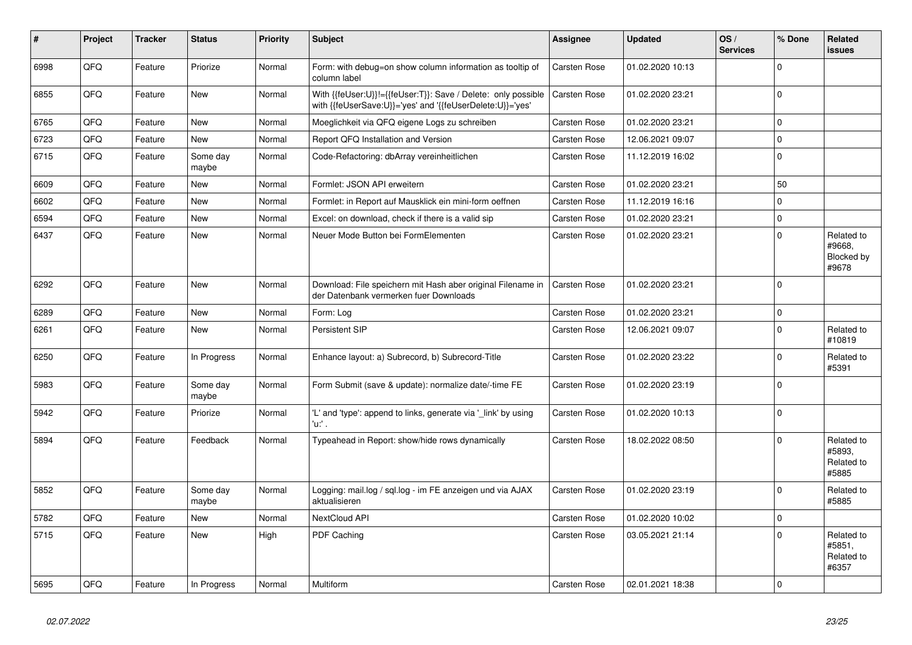| # | Project | Tracker | Status | Priority | Subject | Assignee | Updated | OS / Services | % Done | Related issues |
|---|---|---|---|---|---|---|---|---|---|---|
| 6998 | QFQ | Feature | Priorize | Normal | Form: with debug=on show column information as tooltip of column label | Carsten Rose | 01.02.2020 10:13 | | 0 | |
| 6855 | QFQ | Feature | New | Normal | With {{feUser:U}}!={{feUser:T}}: Save / Delete: only possible with {{feUserSave:U}}='yes' and '{{feUserDelete:U}}='yes' | Carsten Rose | 01.02.2020 23:21 | | 0 | |
| 6765 | QFQ | Feature | New | Normal | Moeglichkeit via QFQ eigene Logs zu schreiben | Carsten Rose | 01.02.2020 23:21 | | 0 | |
| 6723 | QFQ | Feature | New | Normal | Report QFQ Installation and Version | Carsten Rose | 12.06.2021 09:07 | | 0 | |
| 6715 | QFQ | Feature | Some day maybe | Normal | Code-Refactoring: dbArray vereinheitlichen | Carsten Rose | 11.12.2019 16:02 | | 0 | |
| 6609 | QFQ | Feature | New | Normal | Formlet: JSON API erweitern | Carsten Rose | 01.02.2020 23:21 | | 50 | |
| 6602 | QFQ | Feature | New | Normal | Formlet: in Report auf Mausklick ein mini-form oeffnen | Carsten Rose | 11.12.2019 16:16 | | 0 | |
| 6594 | QFQ | Feature | New | Normal | Excel: on download, check if there is a valid sip | Carsten Rose | 01.02.2020 23:21 | | 0 | |
| 6437 | QFQ | Feature | New | Normal | Neuer Mode Button bei FormElementen | Carsten Rose | 01.02.2020 23:21 | | 0 | Related to #9668, Blocked by #9678 |
| 6292 | QFQ | Feature | New | Normal | Download: File speichern mit Hash aber original Filename in der Datenbank vermerken fuer Downloads | Carsten Rose | 01.02.2020 23:21 | | 0 | |
| 6289 | QFQ | Feature | New | Normal | Form: Log | Carsten Rose | 01.02.2020 23:21 | | 0 | |
| 6261 | QFQ | Feature | New | Normal | Persistent SIP | Carsten Rose | 12.06.2021 09:07 | | 0 | Related to #10819 |
| 6250 | QFQ | Feature | In Progress | Normal | Enhance layout: a) Subrecord, b) Subrecord-Title | Carsten Rose | 01.02.2020 23:22 | | 0 | Related to #5391 |
| 5983 | QFQ | Feature | Some day maybe | Normal | Form Submit (save & update): normalize date/-time FE | Carsten Rose | 01.02.2020 23:19 | | 0 | |
| 5942 | QFQ | Feature | Priorize | Normal | 'L' and 'type': append to links, generate via '_link' by using 'u:' . | Carsten Rose | 01.02.2020 10:13 | | 0 | |
| 5894 | QFQ | Feature | Feedback | Normal | Typeahead in Report: show/hide rows dynamically | Carsten Rose | 18.02.2022 08:50 | | 0 | Related to #5893, Related to #5885 |
| 5852 | QFQ | Feature | Some day maybe | Normal | Logging: mail.log / sql.log - im FE anzeigen und via AJAX aktualisieren | Carsten Rose | 01.02.2020 23:19 | | 0 | Related to #5885 |
| 5782 | QFQ | Feature | New | Normal | NextCloud API | Carsten Rose | 01.02.2020 10:02 | | 0 | |
| 5715 | QFQ | Feature | New | High | PDF Caching | Carsten Rose | 03.05.2021 21:14 | | 0 | Related to #5851, Related to #6357 |
| 5695 | QFQ | Feature | In Progress | Normal | Multiform | Carsten Rose | 02.01.2021 18:38 | | 0 | |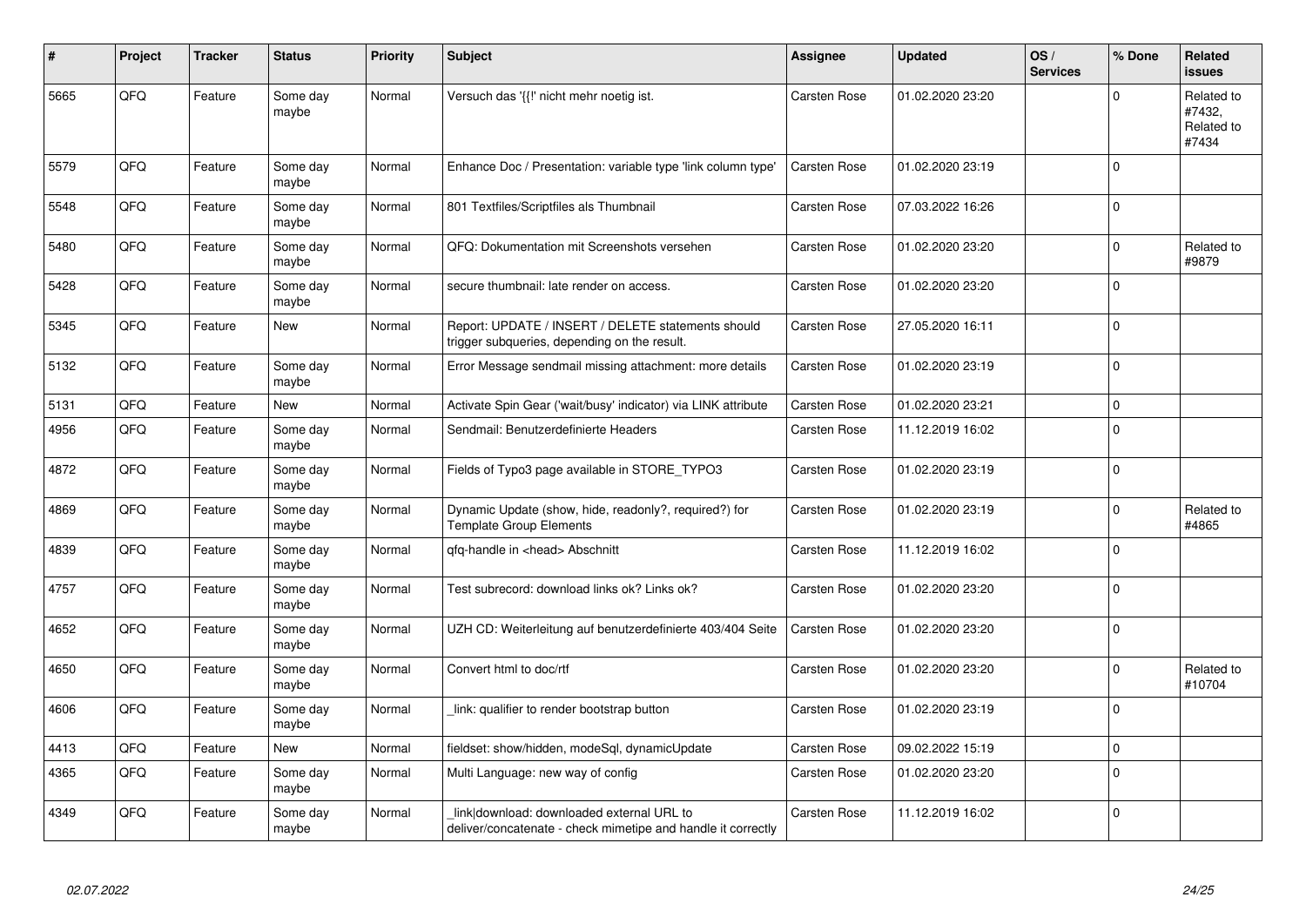| # | Project | Tracker | Status | Priority | Subject | Assignee | Updated | OS / Services | % Done | Related issues |
|---|---|---|---|---|---|---|---|---|---|---|
| 5665 | QFQ | Feature | Some day maybe | Normal | Versuch das '{{!' nicht mehr noetig ist. | Carsten Rose | 01.02.2020 23:20 | | 0 | Related to #7432, Related to #7434 |
| 5579 | QFQ | Feature | Some day maybe | Normal | Enhance Doc / Presentation: variable type 'link column type' | Carsten Rose | 01.02.2020 23:19 | | 0 | |
| 5548 | QFQ | Feature | Some day maybe | Normal | 801 Textfiles/Scriptfiles als Thumbnail | Carsten Rose | 07.03.2022 16:26 | | 0 | |
| 5480 | QFQ | Feature | Some day maybe | Normal | QFQ: Dokumentation mit Screenshots versehen | Carsten Rose | 01.02.2020 23:20 | | 0 | Related to #9879 |
| 5428 | QFQ | Feature | Some day maybe | Normal | secure thumbnail: late render on access. | Carsten Rose | 01.02.2020 23:20 | | 0 | |
| 5345 | QFQ | Feature | New | Normal | Report: UPDATE / INSERT / DELETE statements should trigger subqueries, depending on the result. | Carsten Rose | 27.05.2020 16:11 | | 0 | |
| 5132 | QFQ | Feature | Some day maybe | Normal | Error Message sendmail missing attachment: more details | Carsten Rose | 01.02.2020 23:19 | | 0 | |
| 5131 | QFQ | Feature | New | Normal | Activate Spin Gear ('wait/busy' indicator) via LINK attribute | Carsten Rose | 01.02.2020 23:21 | | 0 | |
| 4956 | QFQ | Feature | Some day maybe | Normal | Sendmail: Benutzerdefinierte Headers | Carsten Rose | 11.12.2019 16:02 | | 0 | |
| 4872 | QFQ | Feature | Some day maybe | Normal | Fields of Typo3 page available in STORE_TYPO3 | Carsten Rose | 01.02.2020 23:19 | | 0 | |
| 4869 | QFQ | Feature | Some day maybe | Normal | Dynamic Update (show, hide, readonly?, required?) for Template Group Elements | Carsten Rose | 01.02.2020 23:19 | | 0 | Related to #4865 |
| 4839 | QFQ | Feature | Some day maybe | Normal | qfq-handle in <head> Abschnitt | Carsten Rose | 11.12.2019 16:02 | | 0 | |
| 4757 | QFQ | Feature | Some day maybe | Normal | Test subrecord: download links ok? Links ok? | Carsten Rose | 01.02.2020 23:20 | | 0 | |
| 4652 | QFQ | Feature | Some day maybe | Normal | UZH CD: Weiterleitung auf benutzerdefinierte 403/404 Seite | Carsten Rose | 01.02.2020 23:20 | | 0 | |
| 4650 | QFQ | Feature | Some day maybe | Normal | Convert html to doc/rtf | Carsten Rose | 01.02.2020 23:20 | | 0 | Related to #10704 |
| 4606 | QFQ | Feature | Some day maybe | Normal | _link: qualifier to render bootstrap button | Carsten Rose | 01.02.2020 23:19 | | 0 | |
| 4413 | QFQ | Feature | New | Normal | fieldset: show/hidden, modeSql, dynamicUpdate | Carsten Rose | 09.02.2022 15:19 | | 0 | |
| 4365 | QFQ | Feature | Some day maybe | Normal | Multi Language: new way of config | Carsten Rose | 01.02.2020 23:20 | | 0 | |
| 4349 | QFQ | Feature | Some day maybe | Normal | _link\|download: downloaded external URL to deliver/concatenate - check mimetipe and handle it correctly | Carsten Rose | 11.12.2019 16:02 | | 0 | |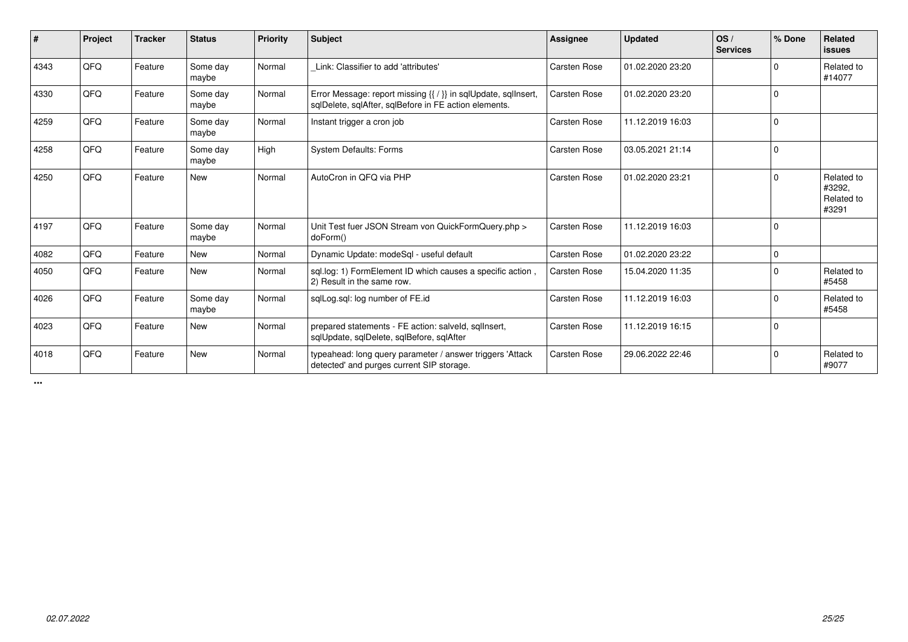| # | Project | Tracker | Status | Priority | Subject | Assignee | Updated | OS / Services | % Done | Related issues |
|---|---|---|---|---|---|---|---|---|---|---|
| 4343 | QFQ | Feature | Some day maybe | Normal | _Link: Classifier to add 'attributes' | Carsten Rose | 01.02.2020 23:20 | | 0 | Related to #14077 |
| 4330 | QFQ | Feature | Some day maybe | Normal | Error Message: report missing {{ / }} in sqlUpdate, sqlInsert, sqlDelete, sqlAfter, sqlBefore in FE action elements. | Carsten Rose | 01.02.2020 23:20 | | 0 | |
| 4259 | QFQ | Feature | Some day maybe | Normal | Instant trigger a cron job | Carsten Rose | 11.12.2019 16:03 | | 0 | |
| 4258 | QFQ | Feature | Some day maybe | High | System Defaults: Forms | Carsten Rose | 03.05.2021 21:14 | | 0 | |
| 4250 | QFQ | Feature | New | Normal | AutoCron in QFQ via PHP | Carsten Rose | 01.02.2020 23:21 | | 0 | Related to #3292, Related to #3291 |
| 4197 | QFQ | Feature | Some day maybe | Normal | Unit Test fuer JSON Stream von QuickFormQuery.php > doForm() | Carsten Rose | 11.12.2019 16:03 | | 0 | |
| 4082 | QFQ | Feature | New | Normal | Dynamic Update: modeSql - useful default | Carsten Rose | 01.02.2020 23:22 | | 0 | |
| 4050 | QFQ | Feature | New | Normal | sql.log: 1) FormElement ID which causes a specific action , 2) Result in the same row. | Carsten Rose | 15.04.2020 11:35 | | 0 | Related to #5458 |
| 4026 | QFQ | Feature | Some day maybe | Normal | sqlLog.sql: log number of FE.id | Carsten Rose | 11.12.2019 16:03 | | 0 | Related to #5458 |
| 4023 | QFQ | Feature | New | Normal | prepared statements - FE action: salveld, sqlInsert, sqlUpdate, sqlDelete, sqlBefore, sqlAfter | Carsten Rose | 11.12.2019 16:15 | | 0 | |
| 4018 | QFQ | Feature | New | Normal | typeahead: long query parameter / answer triggers 'Attack detected' and purges current SIP storage. | Carsten Rose | 29.06.2022 22:46 | | 0 | Related to #9077 |

...